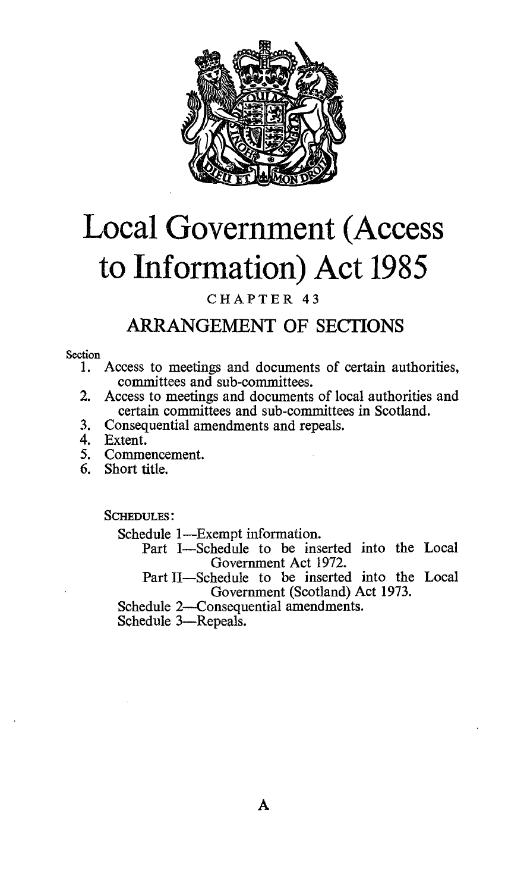# Local Government (Access to Information) Act 1985

## CHAPTER 43

## ARRANGEMENT OF SECTIONS

Section

1. Access to meetings and documents of certain authorities, committees and sub-committees.
2. Access to meetings and documents of local authorities and certain committees and sub-committees in Scotland.
3. Consequential amendments and repeals.
4. Extent.
5. Commencement.
6. Short title.

SCHEDULES:

Schedule 1—Exempt information.

Part I—Schedule to be inserted into the Local Government Act 1972.

Part II—Schedule to be inserted into the Local Government (Scotland) Act 1973.

Schedule 2—Consequential amendments.

Schedule 3—Repeals.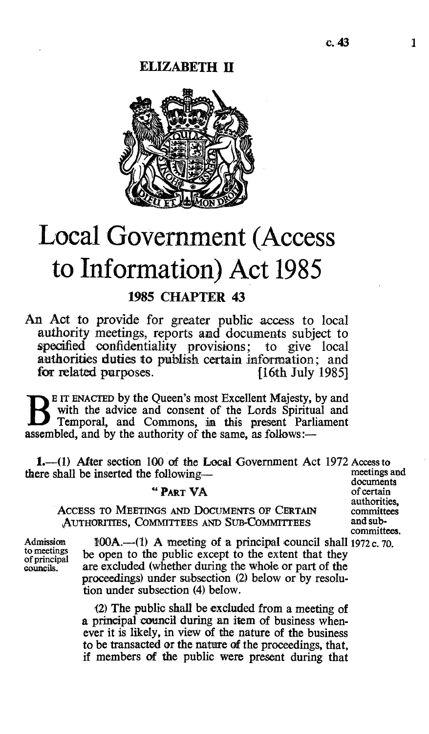**ELIZABETH II**

# Local Government (Access to Information) Act 1985

## 1985 CHAPTER 43

An Act to provide for greater public access to local authority meetings, reports and documents subject to specified confidentiality provisions; to give local authorities duties to publish certain information; and for related purposes. [16th July 1985]

BE IT ENACTED by the Queen's most Excellent Majesty, by and with the advice and consent of the Lords Spiritual and Temporal, and Commons, in this present Parliament assembled, and by the authority of the same, as follows:—

*Access to meetings and documents of certain authorities, committees and sub-committees. 1972 c. 70.*

**1.**—(1) After section 100 of the Local Government Act 1972 there shall be inserted the following—

"PART VA

ACCESS TO MEETINGS AND DOCUMENTS OF CERTAIN AUTHORITIES, COMMITTEES AND SUB-COMMITTEES

*Admission to meetings of principal councils.*

100A.—(1) A meeting of a principal council shall be open to the public except to the extent that they are excluded (whether during the whole or part of the proceedings) under subsection (2) below or by resolution under subsection (4) below.

(2) The public shall be excluded from a meeting of a principal council during an item of business whenever it is likely, in view of the nature of the business to be transacted or the nature of the proceedings, that, if members of the public were present during that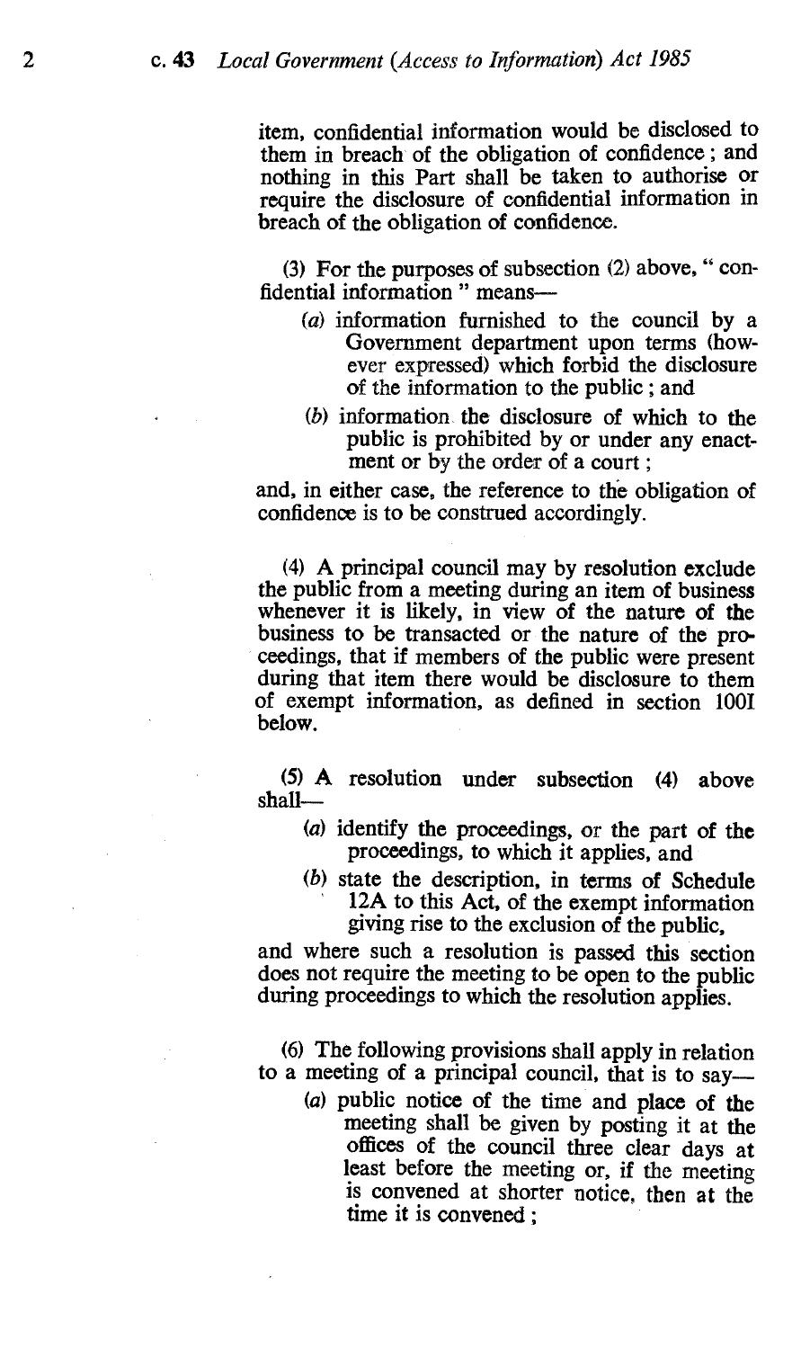item, confidential information would be disclosed to them in breach of the obligation of confidence; and nothing in this Part shall be taken to authorise or require the disclosure of confidential information in breach of the obligation of confidence.

(3) For the purposes of subsection (2) above, " confidential information " means—

- (*a*) information furnished to the council by a Government department upon terms (however expressed) which forbid the disclosure of the information to the public; and
- (*b*) information the disclosure of which to the public is prohibited by or under any enactment or by the order of a court;

and, in either case, the reference to the obligation of confidence is to be construed accordingly.

(4) A principal council may by resolution exclude the public from a meeting during an item of business whenever it is likely, in view of the nature of the business to be transacted or the nature of the proceedings, that if members of the public were present during that item there would be disclosure to them of exempt information, as defined in section 100I below.

(5) A resolution under subsection (4) above shall—

- (*a*) identify the proceedings, or the part of the proceedings, to which it applies, and
- (*b*) state the description, in terms of Schedule 12A to this Act, of the exempt information giving rise to the exclusion of the public,

and where such a resolution is passed this section does not require the meeting to be open to the public during proceedings to which the resolution applies.

(6) The following provisions shall apply in relation to a meeting of a principal council, that is to say—

- (*a*) public notice of the time and place of the meeting shall be given by posting it at the offices of the council three clear days at least before the meeting or, if the meeting is convened at shorter notice, then at the time it is convened;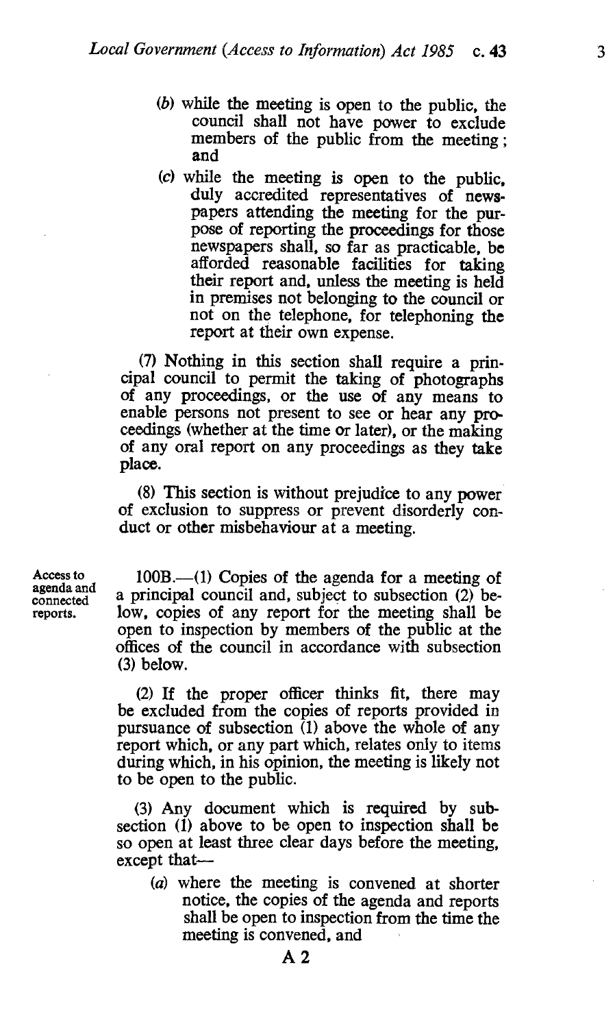(b) while the meeting is open to the public, the council shall not have power to exclude members of the public from the meeting; and

(c) while the meeting is open to the public, duly accredited representatives of newspapers attending the meeting for the purpose of reporting the proceedings for those newspapers shall, so far as practicable, be afforded reasonable facilities for taking their report and, unless the meeting is held in premises not belonging to the council or not on the telephone, for telephoning the report at their own expense.

(7) Nothing in this section shall require a principal council to permit the taking of photographs of any proceedings, or the use of any means to enable persons not present to see or hear any proceedings (whether at the time or later), or the making of any oral report on any proceedings as they take place.

(8) This section is without prejudice to any power of exclusion to suppress or prevent disorderly conduct or other misbehaviour at a meeting.

Access to agenda and connected reports.

100B.—(1) Copies of the agenda for a meeting of a principal council and, subject to subsection (2) below, copies of any report for the meeting shall be open to inspection by members of the public at the offices of the council in accordance with subsection (3) below.

(2) If the proper officer thinks fit, there may be excluded from the copies of reports provided in pursuance of subsection (1) above the whole of any report which, or any part which, relates only to items during which, in his opinion, the meeting is likely not to be open to the public.

(3) Any document which is required by subsection (1) above to be open to inspection shall be so open at least three clear days before the meeting, except that—

(a) where the meeting is convened at shorter notice, the copies of the agenda and reports shall be open to inspection from the time the meeting is convened, and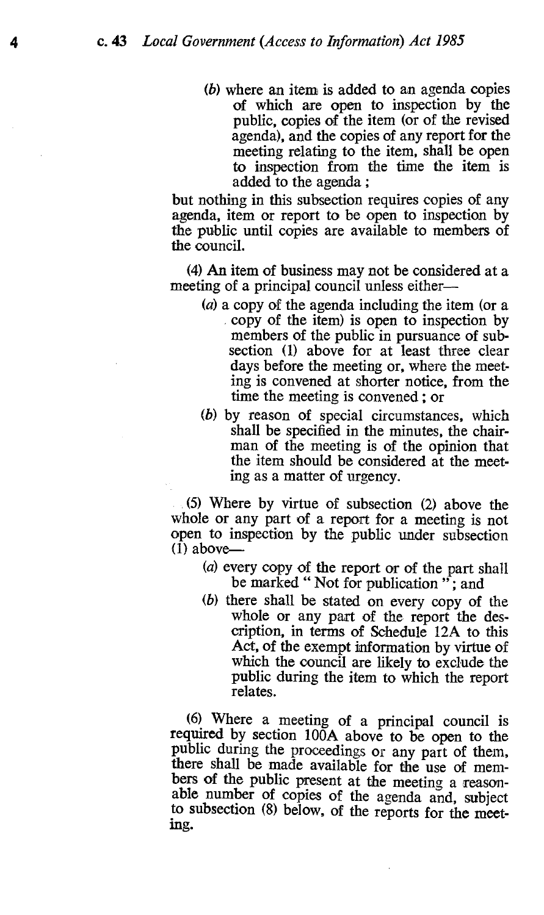(b) where an item is added to an agenda copies of which are open to inspection by the public, copies of the item (or of the revised agenda), and the copies of any report for the meeting relating to the item, shall be open to inspection from the time the item is added to the agenda;

but nothing in this subsection requires copies of any agenda, item or report to be open to inspection by the public until copies are available to members of the council.

(4) An item of business may not be considered at a meeting of a principal council unless either—

(a) a copy of the agenda including the item (or a copy of the item) is open to inspection by members of the public in pursuance of subsection (1) above for at least three clear days before the meeting or, where the meeting is convened at shorter notice, from the time the meeting is convened; or

(b) by reason of special circumstances, which shall be specified in the minutes, the chairman of the meeting is of the opinion that the item should be considered at the meeting as a matter of urgency.

(5) Where by virtue of subsection (2) above the whole or any part of a report for a meeting is not open to inspection by the public under subsection (1) above—

(a) every copy of the report or of the part shall be marked " Not for publication "; and

(b) there shall be stated on every copy of the whole or any part of the report the description, in terms of Schedule 12A to this Act, of the exempt information by virtue of which the council are likely to exclude the public during the item to which the report relates.

(6) Where a meeting of a principal council is required by section 100A above to be open to the public during the proceedings or any part of them, there shall be made available for the use of members of the public present at the meeting a reasonable number of copies of the agenda and, subject to subsection (8) below, of the reports for the meeting.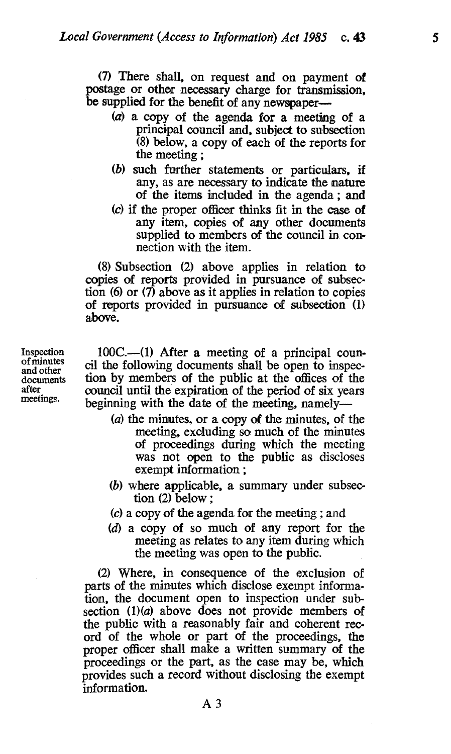(7) There shall, on request and on payment of postage or other necessary charge for transmission, be supplied for the benefit of any newspaper—

- (*a*) a copy of the agenda for a meeting of a principal council and, subject to subsection (8) below, a copy of each of the reports for the meeting;
- (*b*) such further statements or particulars, if any, as are necessary to indicate the nature of the items included in the agenda; and
- (*c*) if the proper officer thinks fit in the case of any item, copies of any other documents supplied to members of the council in connection with the item.

(8) Subsection (2) above applies in relation to copies of reports provided in pursuance of subsection (6) or (7) above as it applies in relation to copies of reports provided in pursuance of subsection (1) above.

Inspection of minutes and other documents after meetings.

100C.—(1) After a meeting of a principal council the following documents shall be open to inspection by members of the public at the offices of the council until the expiration of the period of six years beginning with the date of the meeting, namely—

- (*a*) the minutes, or a copy of the minutes, of the meeting, excluding so much of the minutes of proceedings during which the meeting was not open to the public as discloses exempt information;
- (*b*) where applicable, a summary under subsection (2) below;
- (*c*) a copy of the agenda for the meeting; and
- (*d*) a copy of so much of any report for the meeting as relates to any item during which the meeting was open to the public.

(2) Where, in consequence of the exclusion of parts of the minutes which disclose exempt information, the document open to inspection under subsection (1)(*a*) above does not provide members of the public with a reasonably fair and coherent record of the whole or part of the proceedings, the proper officer shall make a written summary of the proceedings or the part, as the case may be, which provides such a record without disclosing the exempt information.

A 3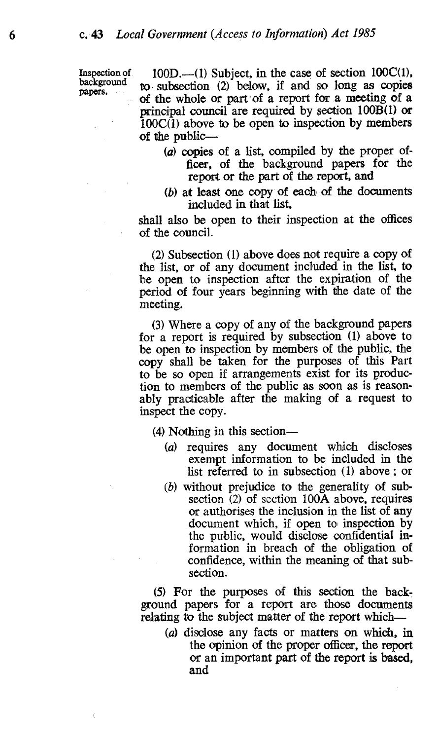Inspection of background papers.

100D.—(1) Subject, in the case of section 100C(1), to subsection (2) below, if and so long as copies of the whole or part of a report for a meeting of a principal council are required by section 100B(1) or 100C(1) above to be open to inspection by members of the public—

(a) copies of a list, compiled by the proper officer, of the background papers for the report or the part of the report, and

(b) at least one copy of each of the documents included in that list,

shall also be open to their inspection at the offices of the council.

(2) Subsection (1) above does not require a copy of the list, or of any document included in the list, to be open to inspection after the expiration of the period of four years beginning with the date of the meeting.

(3) Where a copy of any of the background papers for a report is required by subsection (1) above to be open to inspection by members of the public, the copy shall be taken for the purposes of this Part to be so open if arrangements exist for its production to members of the public as soon as is reasonably practicable after the making of a request to inspect the copy.

(4) Nothing in this section—

(a) requires any document which discloses exempt information to be included in the list referred to in subsection (1) above; or

(b) without prejudice to the generality of subsection (2) of section 100A above, requires or authorises the inclusion in the list of any document which, if open to inspection by the public, would disclose confidential information in breach of the obligation of confidence, within the meaning of that subsection.

(5) For the purposes of this section the background papers for a report are those documents relating to the subject matter of the report which—

(a) disclose any facts or matters on which, in the opinion of the proper officer, the report or an important part of the report is based, and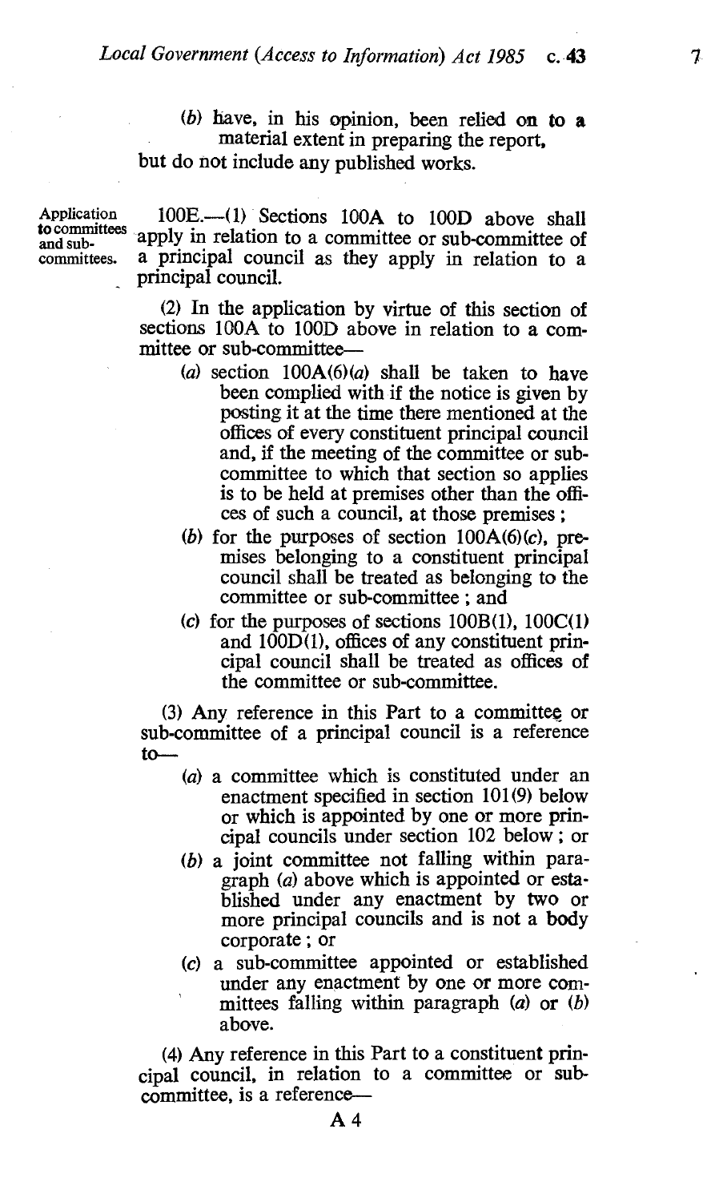(*b*) have, in his opinion, been relied on to a material extent in preparing the report,

but do not include any published works.

Application to committees and sub-committees.

100E.—(1) Sections 100A to 100D above shall apply in relation to a committee or sub-committee of a principal council as they apply in relation to a principal council.

(2) In the application by virtue of this section of sections 100A to 100D above in relation to a committee or sub-committee—

- (*a*) section 100A(6)(*a*) shall be taken to have been complied with if the notice is given by posting it at the time there mentioned at the offices of every constituent principal council and, if the meeting of the committee or sub-committee to which that section so applies is to be held at premises other than the offices of such a council, at those premises;
- (*b*) for the purposes of section 100A(6)(*c*), premises belonging to a constituent principal council shall be treated as belonging to the committee or sub-committee; and
- (*c*) for the purposes of sections 100B(1), 100C(1) and 100D(1), offices of any constituent principal council shall be treated as offices of the committee or sub-committee.

(3) Any reference in this Part to a committee or sub-committee of a principal council is a reference to—

- (*a*) a committee which is constituted under an enactment specified in section 101(9) below or which is appointed by one or more principal councils under section 102 below; or
- (*b*) a joint committee not falling within paragraph (*a*) above which is appointed or established under any enactment by two or more principal councils and is not a body corporate; or
- (*c*) a sub-committee appointed or established under any enactment by one or more committees falling within paragraph (*a*) or (*b*) above.

(4) Any reference in this Part to a constituent principal council, in relation to a committee or sub-committee, is a reference—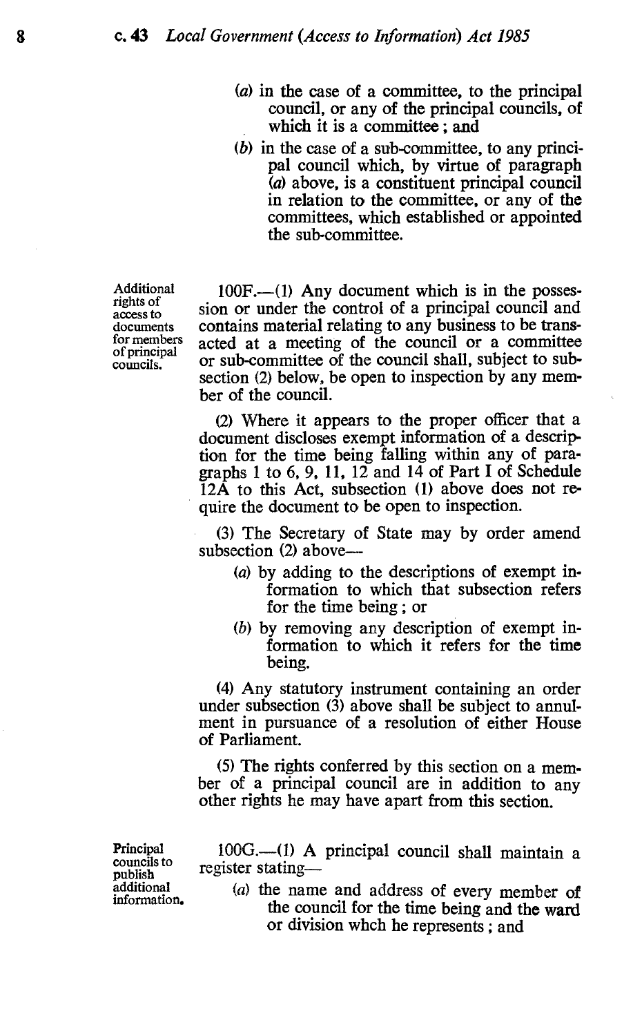(a) in the case of a committee, to the principal council, or any of the principal councils, of which it is a committee; and

(b) in the case of a sub-committee, to any principal council which, by virtue of paragraph (a) above, is a constituent principal council in relation to the committee, or any of the committees, which established or appointed the sub-committee.

**Additional rights of access to documents for members of principal councils.**

100F.—(1) Any document which is in the possession or under the control of a principal council and contains material relating to any business to be transacted at a meeting of the council or a committee or sub-committee of the council shall, subject to subsection (2) below, be open to inspection by any member of the council.

(2) Where it appears to the proper officer that a document discloses exempt information of a description for the time being falling within any of paragraphs 1 to 6, 9, 11, 12 and 14 of Part I of Schedule 12A to this Act, subsection (1) above does not require the document to be open to inspection.

(3) The Secretary of State may by order amend subsection (2) above—

(a) by adding to the descriptions of exempt information to which that subsection refers for the time being; or

(b) by removing any description of exempt information to which it refers for the time being.

(4) Any statutory instrument containing an order under subsection (3) above shall be subject to annulment in pursuance of a resolution of either House of Parliament.

(5) The rights conferred by this section on a member of a principal council are in addition to any other rights he may have apart from this section.

**Principal councils to publish additional information.**

100G.—(1) A principal council shall maintain a register stating—

(a) the name and address of every member of the council for the time being and the ward or division whch he represents; and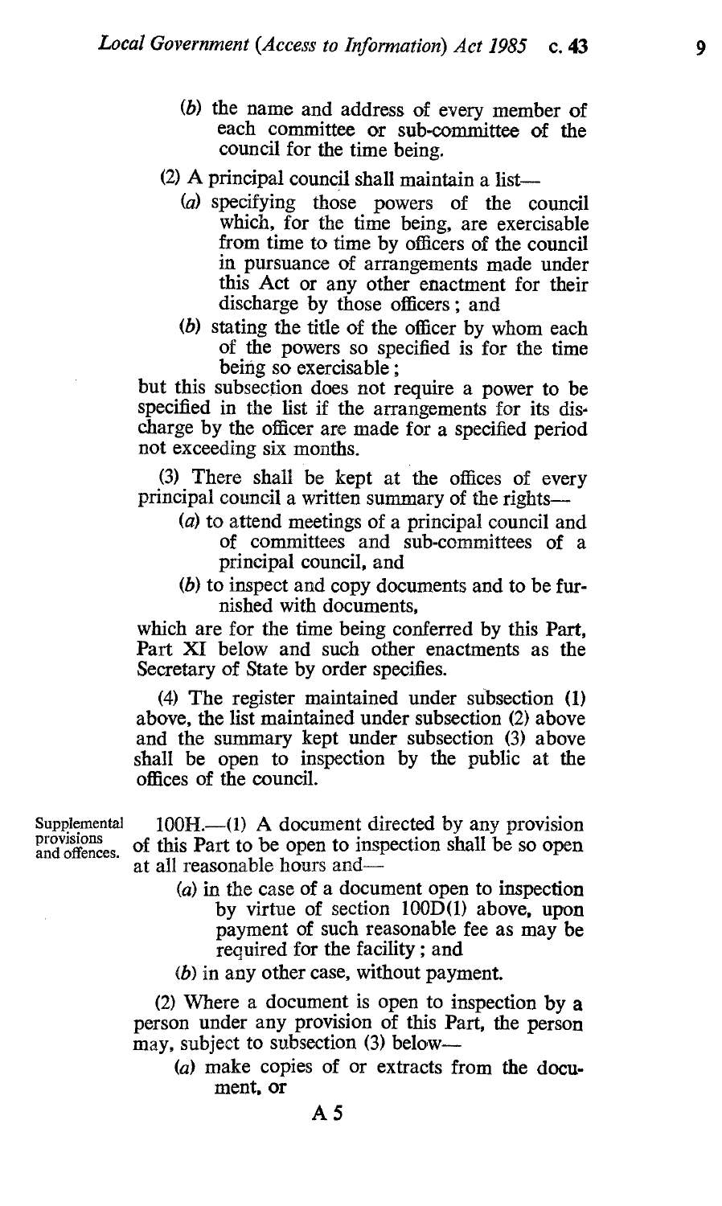(*b*) the name and address of every member of each committee or sub-committee of the council for the time being.

(2) A principal council shall maintain a list—

(*a*) specifying those powers of the council which, for the time being, are exercisable from time to time by officers of the council in pursuance of arrangements made under this Act or any other enactment for their discharge by those officers; and

(*b*) stating the title of the officer by whom each of the powers so specified is for the time being so exercisable;

but this subsection does not require a power to be specified in the list if the arrangements for its discharge by the officer are made for a specified period not exceeding six months.

(3) There shall be kept at the offices of every principal council a written summary of the rights—

(*a*) to attend meetings of a principal council and of committees and sub-committees of a principal council, and

(*b*) to inspect and copy documents and to be furnished with documents,

which are for the time being conferred by this Part, Part XI below and such other enactments as the Secretary of State by order specifies.

(4) The register maintained under subsection (1) above, the list maintained under subsection (2) above and the summary kept under subsection (3) above shall be open to inspection by the public at the offices of the council.

Supplemental provisions and offences.

100H.—(1) A document directed by any provision of this Part to be open to inspection shall be so open at all reasonable hours and—

(*a*) in the case of a document open to inspection by virtue of section 100D(1) above, upon payment of such reasonable fee as may be required for the facility; and

(*b*) in any other case, without payment.

(2) Where a document is open to inspection by a person under any provision of this Part, the person may, subject to subsection (3) below—

(*a*) make copies of or extracts from the document, or

A 5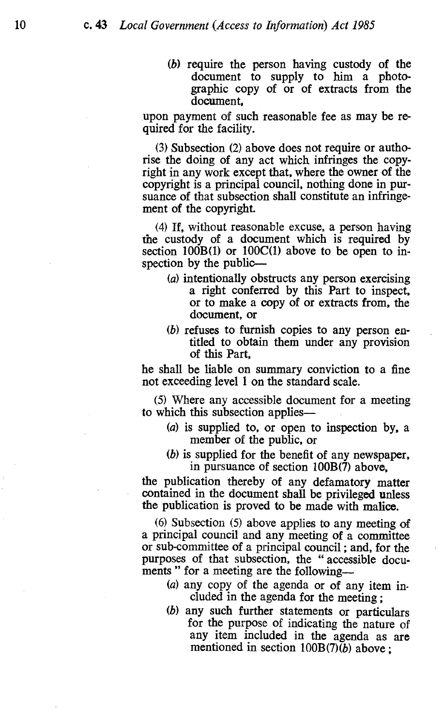(*b*) require the person having custody of the document to supply to him a photographic copy of or of extracts from the document,

upon payment of such reasonable fee as may be required for the facility.

(3) Subsection (2) above does not require or authorise the doing of any act which infringes the copyright in any work except that, where the owner of the copyright is a principal council, nothing done in pursuance of that subsection shall constitute an infringement of the copyright.

(4) If, without reasonable excuse, a person having the custody of a document which is required by section 100B(1) or 100C(1) above to be open to inspection by the public—

- (*a*) intentionally obstructs any person exercising a right conferred by this Part to inspect, or to make a copy of or extracts from, the document, or
- (*b*) refuses to furnish copies to any person entitled to obtain them under any provision of this Part,

he shall be liable on summary conviction to a fine not exceeding level 1 on the standard scale.

(5) Where any accessible document for a meeting to which this subsection applies—

- (*a*) is supplied to, or open to inspection by, a member of the public, or
- (*b*) is supplied for the benefit of any newspaper, in pursuance of section 100B(7) above,

the publication thereby of any defamatory matter contained in the document shall be privileged unless the publication is proved to be made with malice.

(6) Subsection (5) above applies to any meeting of a principal council and any meeting of a committee or sub-committee of a principal council; and, for the purposes of that subsection, the "accessible documents" for a meeting are the following—

- (*a*) any copy of the agenda or of any item included in the agenda for the meeting;
- (*b*) any such further statements or particulars for the purpose of indicating the nature of any item included in the agenda as are mentioned in section 100B(7)(*b*) above;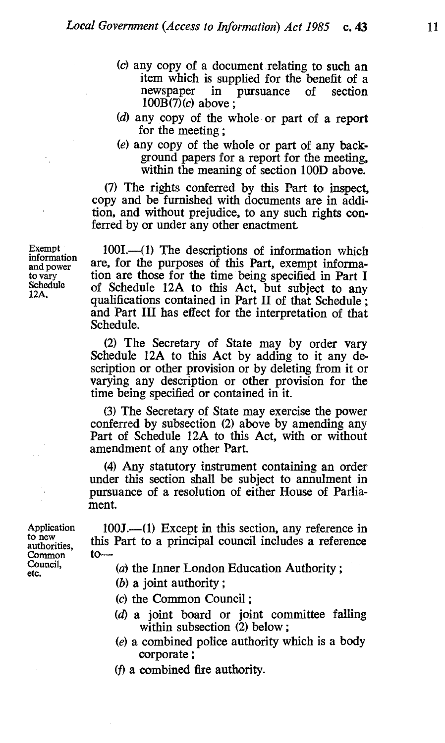(c) any copy of a document relating to such an item which is supplied for the benefit of a newspaper in pursuance of section 100B(7)(c) above;

(d) any copy of the whole or part of a report for the meeting;

(e) any copy of the whole or part of any background papers for a report for the meeting, within the meaning of section 100D above.

(7) The rights conferred by this Part to inspect, copy and be furnished with documents are in addition, and without prejudice, to any such rights conferred by or under any other enactment.

*Exempt information and power to vary Schedule 12A.*

100I.—(1) The descriptions of information which are, for the purposes of this Part, exempt information are those for the time being specified in Part I of Schedule 12A to this Act, but subject to any qualifications contained in Part II of that Schedule; and Part III has effect for the interpretation of that Schedule.

(2) The Secretary of State may by order vary Schedule 12A to this Act by adding to it any description or other provision or by deleting from it or varying any description or other provision for the time being specified or contained in it.

(3) The Secretary of State may exercise the power conferred by subsection (2) above by amending any Part of Schedule 12A to this Act, with or without amendment of any other Part.

(4) Any statutory instrument containing an order under this section shall be subject to annulment in pursuance of a resolution of either House of Parliament.

*Application to new authorities, Common Council, etc.*

100J.—(1) Except in this section, any reference in this Part to a principal council includes a reference to—

(a) the Inner London Education Authority;

(b) a joint authority;

(c) the Common Council;

(d) a joint board or joint committee falling within subsection (2) below;

(e) a combined police authority which is a body corporate;

(f) a combined fire authority.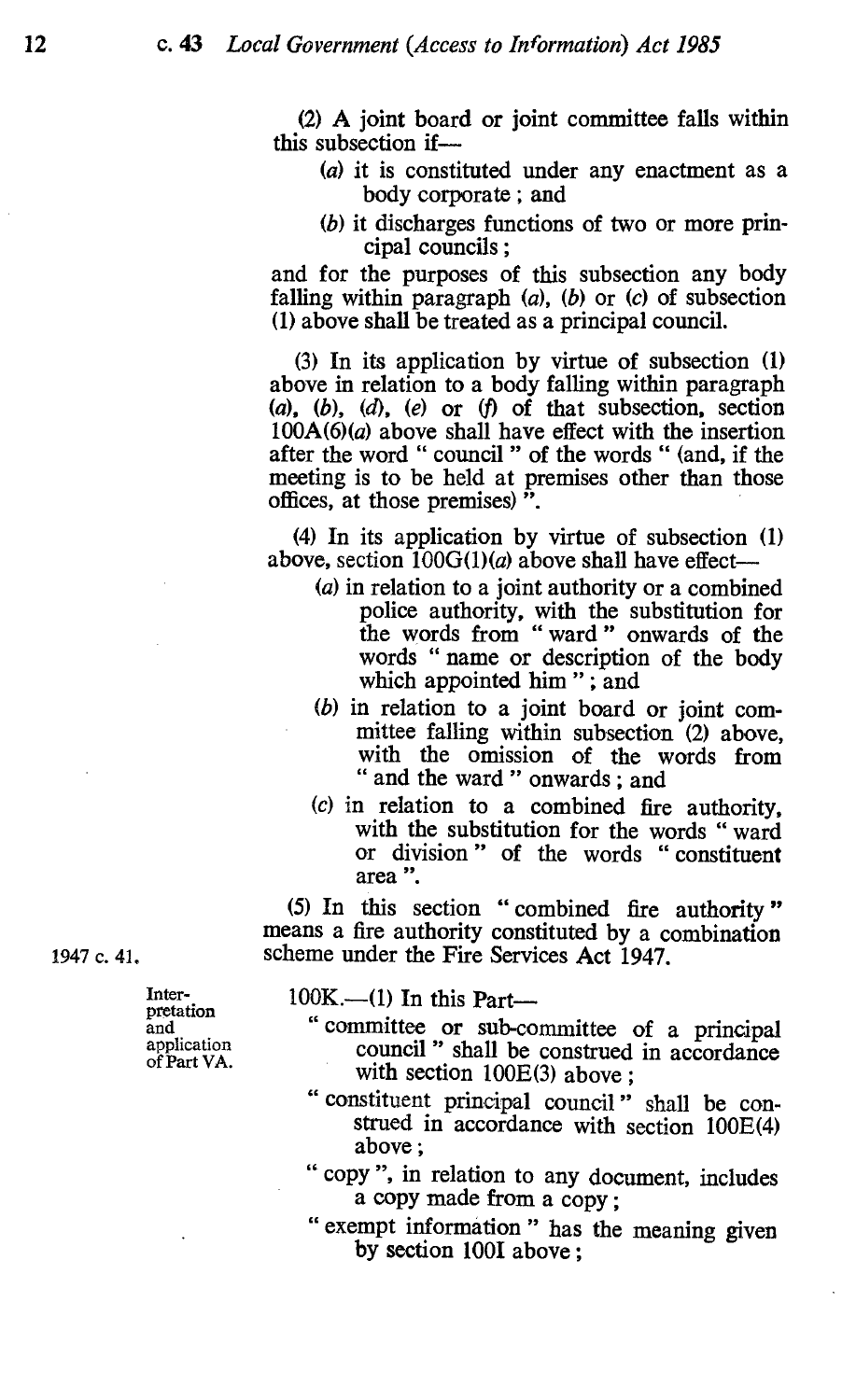(2) A joint board or joint committee falls within this subsection if—

(*a*) it is constituted under any enactment as a body corporate; and

(*b*) it discharges functions of two or more principal councils;

and for the purposes of this subsection any body falling within paragraph (*a*), (*b*) or (*c*) of subsection (1) above shall be treated as a principal council.

(3) In its application by virtue of subsection (1) above in relation to a body falling within paragraph (*a*), (*b*), (*d*), (*e*) or (*f*) of that subsection, section 100A(6)(*a*) above shall have effect with the insertion after the word " council " of the words " (and, if the meeting is to be held at premises other than those offices, at those premises) ".

(4) In its application by virtue of subsection (1) above, section 100G(1)(*a*) above shall have effect—

(*a*) in relation to a joint authority or a combined police authority, with the substitution for the words from " ward " onwards of the words " name or description of the body which appointed him "; and

(*b*) in relation to a joint board or joint committee falling within subsection (2) above, with the omission of the words from " and the ward " onwards; and

(*c*) in relation to a combined fire authority, with the substitution for the words " ward or division " of the words " constituent area ".

(5) In this section " combined fire authority " means a fire authority constituted by a combination scheme under the Fire Services Act 1947.

1947 c. 41.

Interpretation and application of Part VA.

100K.—(1) In this Part—

" committee or sub-committee of a principal council " shall be construed in accordance with section 100E(3) above;

" constituent principal council " shall be construed in accordance with section 100E(4) above;

" copy ", in relation to any document, includes a copy made from a copy;

" exempt information " has the meaning given by section 100I above;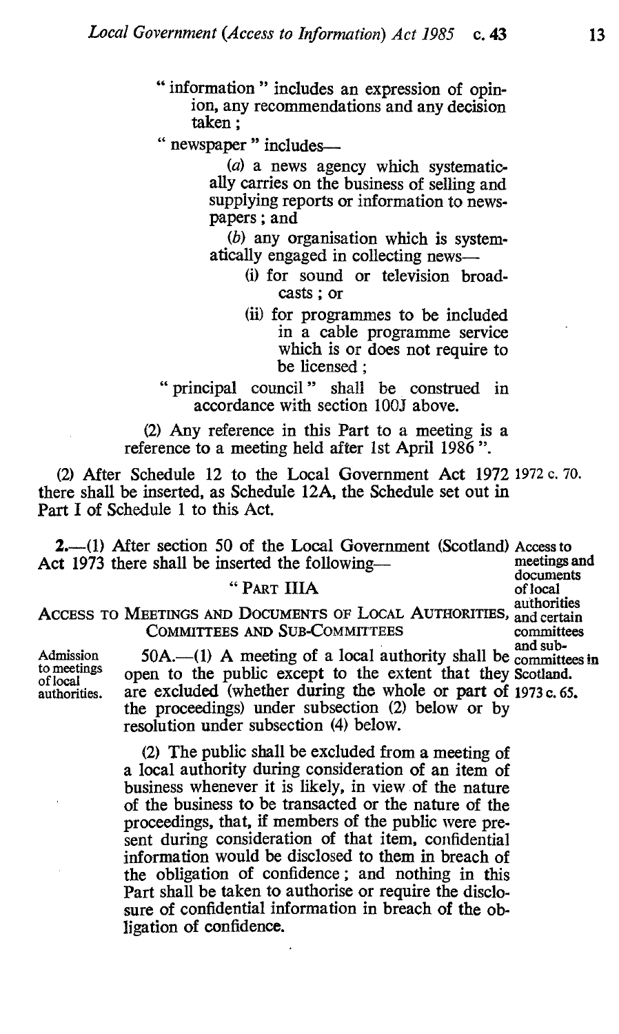" information " includes an expression of opinion, any recommendations and any decision taken ;

" newspaper " includes—

(*a*) a news agency which systematically carries on the business of selling and supplying reports or information to newspapers ; and

(*b*) any organisation which is systematically engaged in collecting news—

(i) for sound or television broadcasts ; or

(ii) for programmes to be included in a cable programme service which is or does not require to be licensed ;

" principal council " shall be construed in accordance with section 100J above.

(2) Any reference in this Part to a meeting is a reference to a meeting held after 1st April 1986 ".

(2) After Schedule 12 to the Local Government Act 1972 there shall be inserted, as Schedule 12A, the Schedule set out in Part I of Schedule 1 to this Act. 1972 c. 70.

Access to meetings and documents of local authorities and certain committees and sub-committees in Scotland.

**2.**—(1) After section 50 of the Local Government (Scotland) Act 1973 there shall be inserted the following— 1973 c. 65.

" PART IIIA

ACCESS TO MEETINGS AND DOCUMENTS OF LOCAL AUTHORITIES, COMMITTEES AND SUB-COMMITTEES

Admission to meetings of local authorities.

50A.—(1) A meeting of a local authority shall be open to the public except to the extent that they are excluded (whether during the whole or part of the proceedings) under subsection (2) below or by resolution under subsection (4) below.

(2) The public shall be excluded from a meeting of a local authority during consideration of an item of business whenever it is likely, in view of the nature of the business to be transacted or the nature of the proceedings, that, if members of the public were present during consideration of that item, confidential information would be disclosed to them in breach of the obligation of confidence ; and nothing in this Part shall be taken to authorise or require the disclosure of confidential information in breach of the obligation of confidence.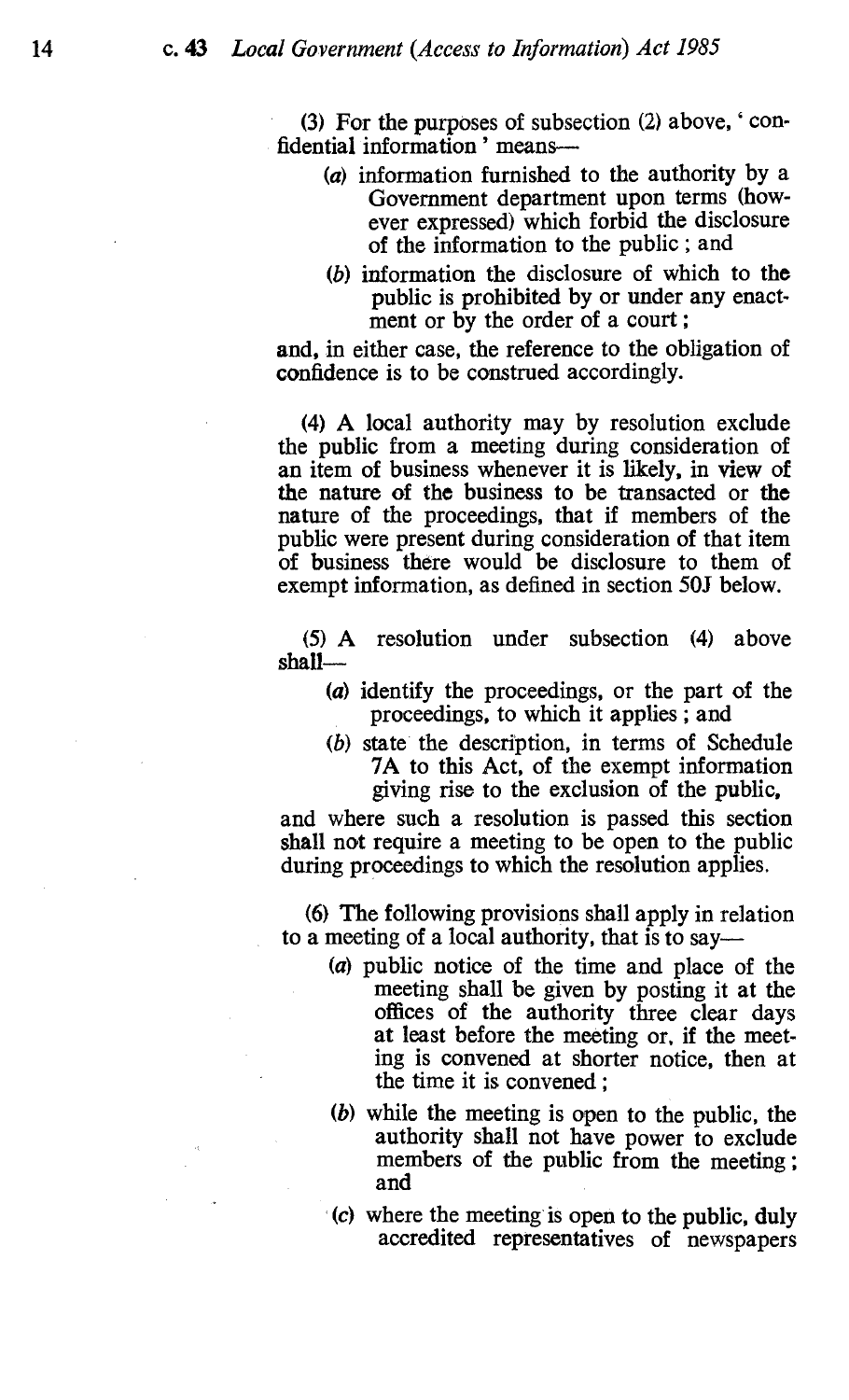(3) For the purposes of subsection (2) above, ' confidential information ' means—

(a) information furnished to the authority by a Government department upon terms (however expressed) which forbid the disclosure of the information to the public ; and

(b) information the disclosure of which to the public is prohibited by or under any enactment or by the order of a court ;

and, in either case, the reference to the obligation of confidence is to be construed accordingly.

(4) A local authority may by resolution exclude the public from a meeting during consideration of an item of business whenever it is likely, in view of the nature of the business to be transacted or the nature of the proceedings, that if members of the public were present during consideration of that item of business there would be disclosure to them of exempt information, as defined in section 50J below.

(5) A resolution under subsection (4) above shall—

(a) identify the proceedings, or the part of the proceedings, to which it applies ; and

(b) state the description, in terms of Schedule 7A to this Act, of the exempt information giving rise to the exclusion of the public,

and where such a resolution is passed this section shall not require a meeting to be open to the public during proceedings to which the resolution applies.

(6) The following provisions shall apply in relation to a meeting of a local authority, that is to say—

(a) public notice of the time and place of the meeting shall be given by posting it at the offices of the authority three clear days at least before the meeting or, if the meeting is convened at shorter notice, then at the time it is convened ;

(b) while the meeting is open to the public, the authority shall not have power to exclude members of the public from the meeting ; and

(c) where the meeting is open to the public, duly accredited representatives of newspapers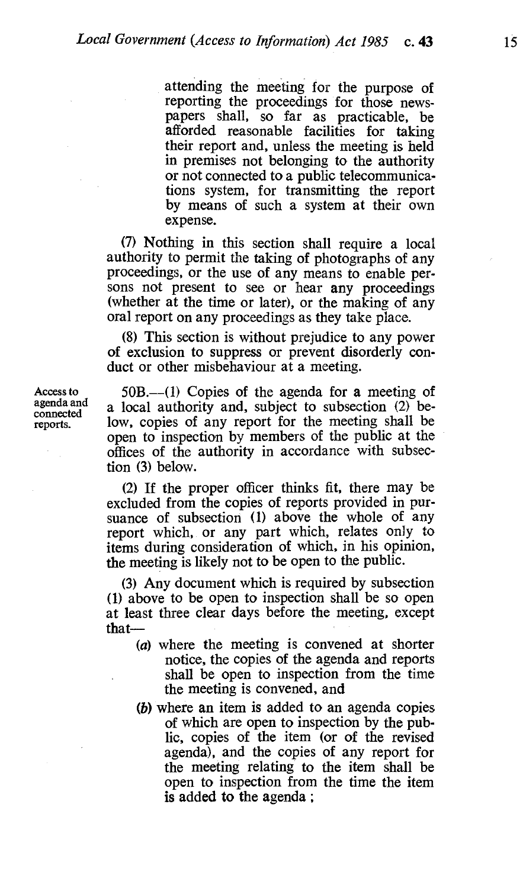attending the meeting for the purpose of reporting the proceedings for those newspapers shall, so far as practicable, be afforded reasonable facilities for taking their report and, unless the meeting is held in premises not belonging to the authority or not connected to a public telecommunications system, for transmitting the report by means of such a system at their own expense.

(7) Nothing in this section shall require a local authority to permit the taking of photographs of any proceedings, or the use of any means to enable persons not present to see or hear any proceedings (whether at the time or later), or the making of any oral report on any proceedings as they take place.

(8) This section is without prejudice to any power of exclusion to suppress or prevent disorderly conduct or other misbehaviour at a meeting.

Access to agenda and connected reports.

50B.—(1) Copies of the agenda for a meeting of a local authority and, subject to subsection (2) below, copies of any report for the meeting shall be open to inspection by members of the public at the offices of the authority in accordance with subsection (3) below.

(2) If the proper officer thinks fit, there may be excluded from the copies of reports provided in pursuance of subsection (1) above the whole of any report which, or any part which, relates only to items during consideration of which, in his opinion, the meeting is likely not to be open to the public.

(3) Any document which is required by subsection (1) above to be open to inspection shall be so open at least three clear days before the meeting, except that—

- (*a*) where the meeting is convened at shorter notice, the copies of the agenda and reports shall be open to inspection from the time the meeting is convened, and
- (*b*) where an item is added to an agenda copies of which are open to inspection by the public, copies of the item (or of the revised agenda), and the copies of any report for the meeting relating to the item shall be open to inspection from the time the item is added to the agenda ;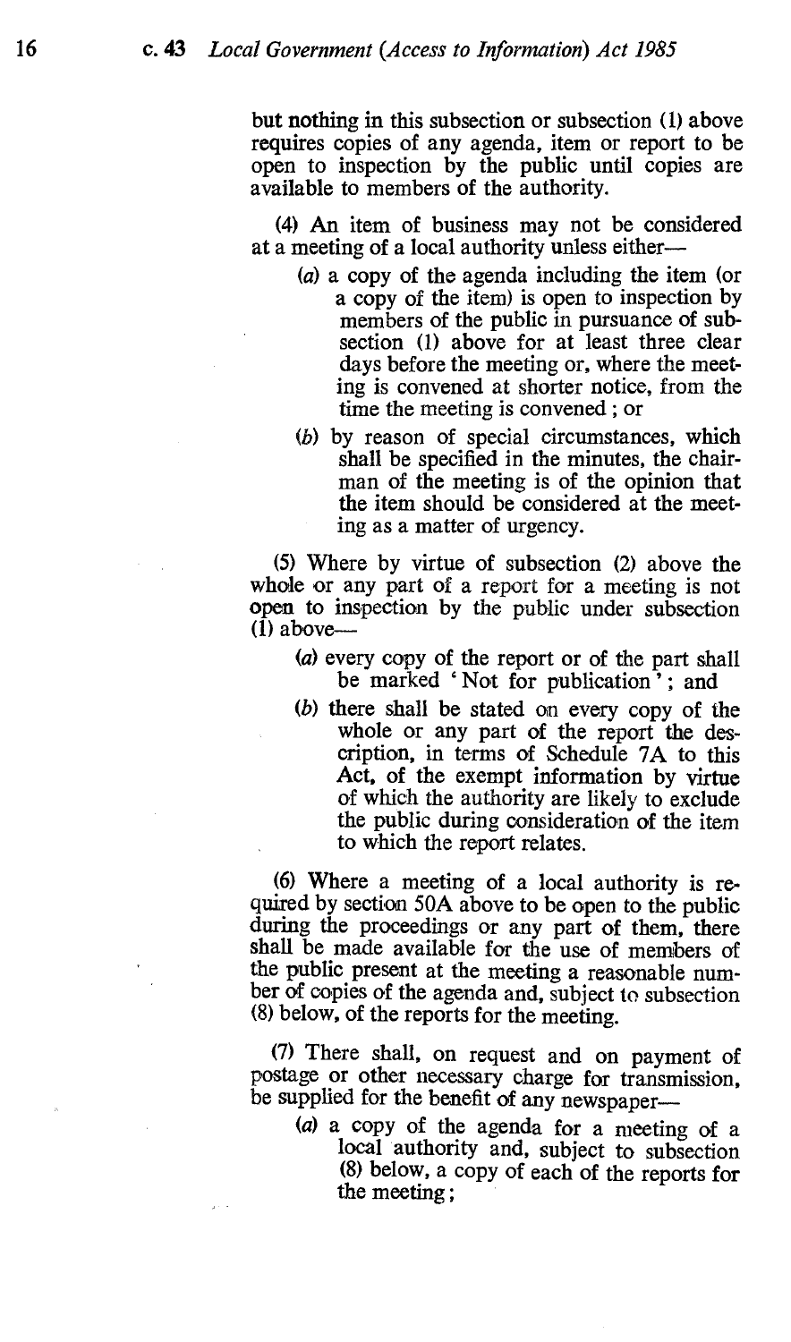but nothing in this subsection or subsection (1) above requires copies of any agenda, item or report to be open to inspection by the public until copies are available to members of the authority.

(4) An item of business may not be considered at a meeting of a local authority unless either—

(a) a copy of the agenda including the item (or a copy of the item) is open to inspection by members of the public in pursuance of subsection (1) above for at least three clear days before the meeting or, where the meeting is convened at shorter notice, from the time the meeting is convened ; or

(b) by reason of special circumstances, which shall be specified in the minutes, the chairman of the meeting is of the opinion that the item should be considered at the meeting as a matter of urgency.

(5) Where by virtue of subsection (2) above the whole or any part of a report for a meeting is not open to inspection by the public under subsection (1) above—

(a) every copy of the report or of the part shall be marked 'Not for publication'; and

(b) there shall be stated on every copy of the whole or any part of the report the description, in terms of Schedule 7A to this Act, of the exempt information by virtue of which the authority are likely to exclude the public during consideration of the item to which the report relates.

(6) Where a meeting of a local authority is required by section 50A above to be open to the public during the proceedings or any part of them, there shall be made available for the use of members of the public present at the meeting a reasonable number of copies of the agenda and, subject to subsection (8) below, of the reports for the meeting.

(7) There shall, on request and on payment of postage or other necessary charge for transmission, be supplied for the benefit of any newspaper—

(a) a copy of the agenda for a meeting of a local authority and, subject to subsection (8) below, a copy of each of the reports for the meeting;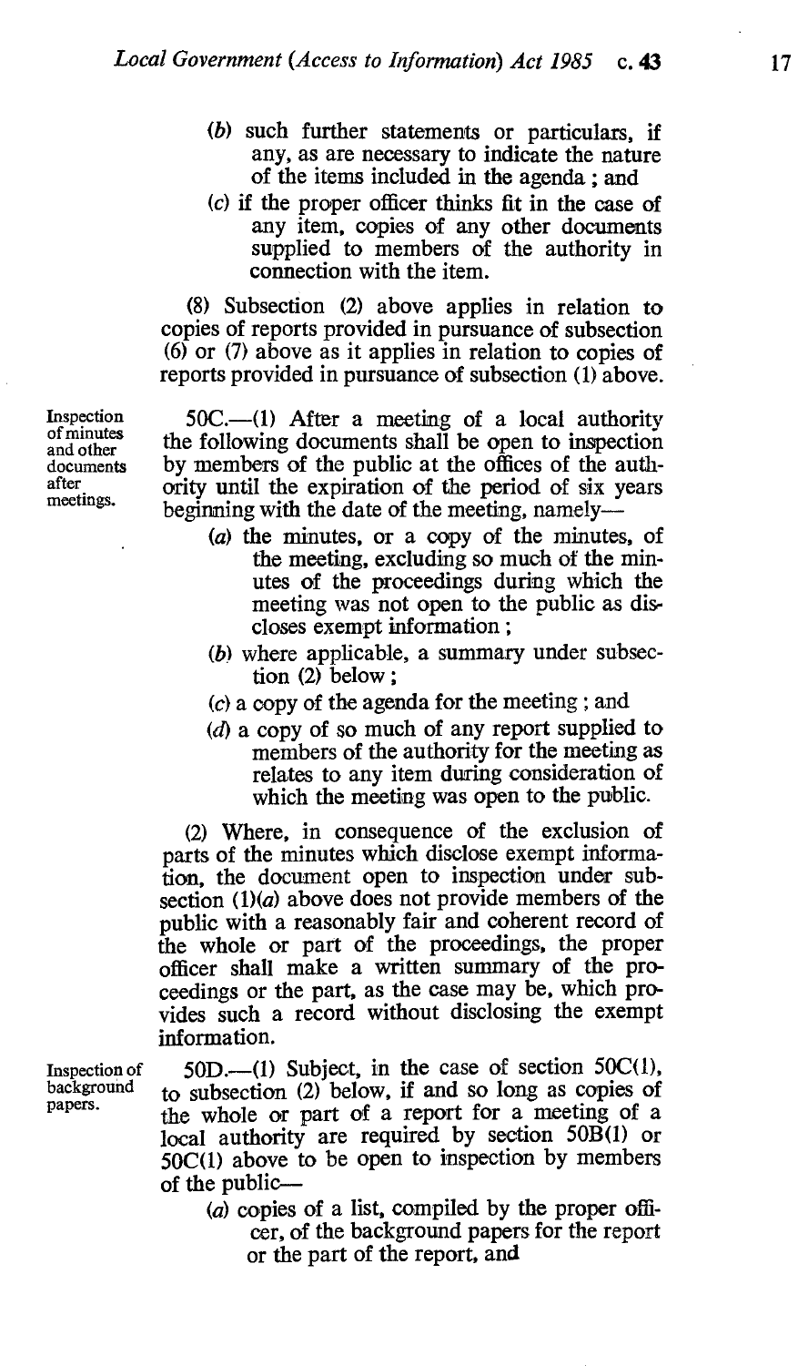(b) such further statements or particulars, if any, as are necessary to indicate the nature of the items included in the agenda ; and

(c) if the proper officer thinks fit in the case of any item, copies of any other documents supplied to members of the authority in connection with the item.

(8) Subsection (2) above applies in relation to copies of reports provided in pursuance of subsection (6) or (7) above as it applies in relation to copies of reports provided in pursuance of subsection (1) above.

Inspection of minutes and other documents after meetings.

50C.—(1) After a meeting of a local authority the following documents shall be open to inspection by members of the public at the offices of the authority until the expiration of the period of six years beginning with the date of the meeting, namely—

(a) the minutes, or a copy of the minutes, of the meeting, excluding so much of the minutes of the proceedings during which the meeting was not open to the public as discloses exempt information ;

(b) where applicable, a summary under subsection (2) below ;

(c) a copy of the agenda for the meeting ; and

(d) a copy of so much of any report supplied to members of the authority for the meeting as relates to any item during consideration of which the meeting was open to the public.

(2) Where, in consequence of the exclusion of parts of the minutes which disclose exempt information, the document open to inspection under subsection (1)(a) above does not provide members of the public with a reasonably fair and coherent record of the whole or part of the proceedings, the proper officer shall make a written summary of the proceedings or the part, as the case may be, which provides such a record without disclosing the exempt information.

Inspection of background papers.

50D.—(1) Subject, in the case of section 50C(1), to subsection (2) below, if and so long as copies of the whole or part of a report for a meeting of a local authority are required by section 50B(1) or 50C(1) above to be open to inspection by members of the public—

(a) copies of a list, compiled by the proper officer, of the background papers for the report or the part of the report, and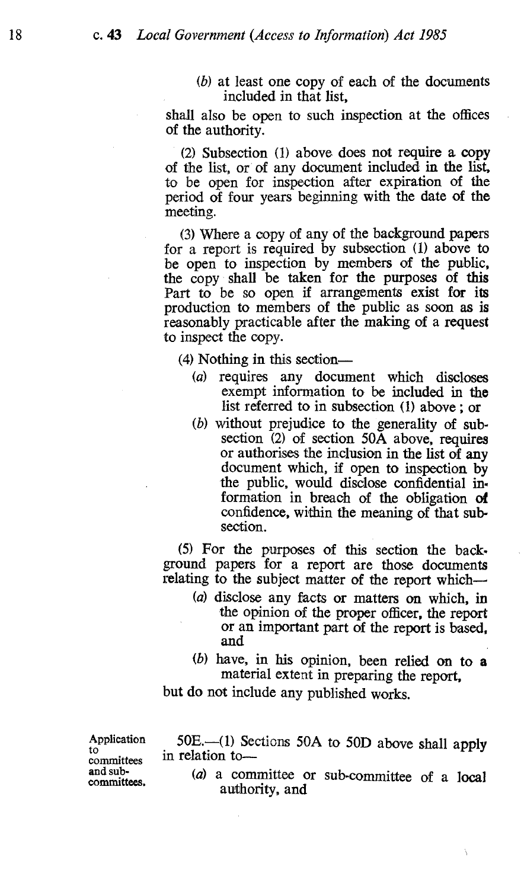(*b*) at least one copy of each of the documents included in that list,

shall also be open to such inspection at the offices of the authority.

(2) Subsection (1) above does not require a copy of the list, or of any document included in the list, to be open for inspection after expiration of the period of four years beginning with the date of the meeting.

(3) Where a copy of any of the background papers for a report is required by subsection (1) above to be open to inspection by members of the public, the copy shall be taken for the purposes of this Part to be so open if arrangements exist for its production to members of the public as soon as is reasonably practicable after the making of a request to inspect the copy.

(4) Nothing in this section—

- (*a*) requires any document which discloses exempt information to be included in the list referred to in subsection (1) above ; or
- (*b*) without prejudice to the generality of subsection (2) of section 50A above, requires or authorises the inclusion in the list of any document which, if open to inspection by the public, would disclose confidential information in breach of the obligation of confidence, within the meaning of that subsection.

(5) For the purposes of this section the background papers for a report are those documents relating to the subject matter of the report which—

- (*a*) disclose any facts or matters on which, in the opinion of the proper officer, the report or an important part of the report is based, and
- (*b*) have, in his opinion, been relied on to a material extent in preparing the report,

but do not include any published works.

Application to committees and sub-committees.

50E.—(1) Sections 50A to 50D above shall apply in relation to—

- (*a*) a committee or sub-committee of a local authority, and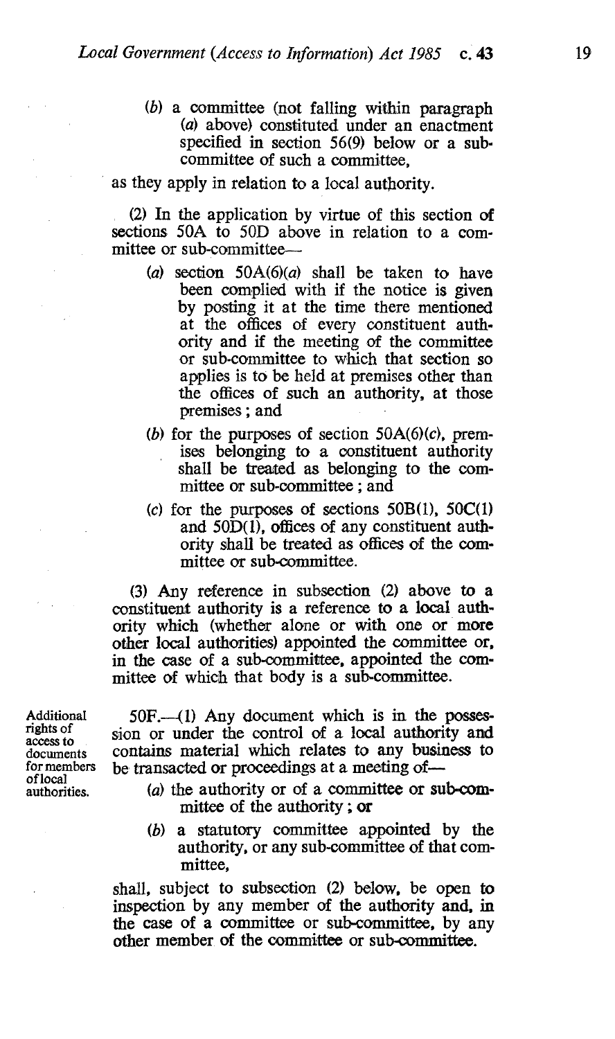(b) a committee (not falling within paragraph (a) above) constituted under an enactment specified in section 56(9) below or a sub-committee of such a committee,

as they apply in relation to a local authority.

(2) In the application by virtue of this section of sections 50A to 50D above in relation to a committee or sub-committee—

(a) section 50A(6)(a) shall be taken to have been complied with if the notice is given by posting it at the time there mentioned at the offices of every constituent authority and if the meeting of the committee or sub-committee to which that section so applies is to be held at premises other than the offices of such an authority, at those premises; and

(b) for the purposes of section 50A(6)(c), premises belonging to a constituent authority shall be treated as belonging to the committee or sub-committee; and

(c) for the purposes of sections 50B(1), 50C(1) and 50D(1), offices of any constituent authority shall be treated as offices of the committee or sub-committee.

(3) Any reference in subsection (2) above to a constituent authority is a reference to a local authority which (whether alone or with one or more other local authorities) appointed the committee or, in the case of a sub-committee, appointed the committee of which that body is a sub-committee.

Additional rights of access to documents for members of local authorities.

50F.—(1) Any document which is in the possession or under the control of a local authority and contains material which relates to any business to be transacted or proceedings at a meeting of—

(a) the authority or of a committee or sub-committee of the authority; or

(b) a statutory committee appointed by the authority, or any sub-committee of that committee,

shall, subject to subsection (2) below, be open to inspection by any member of the authority and, in the case of a committee or sub-committee, by any other member of the committee or sub-committee.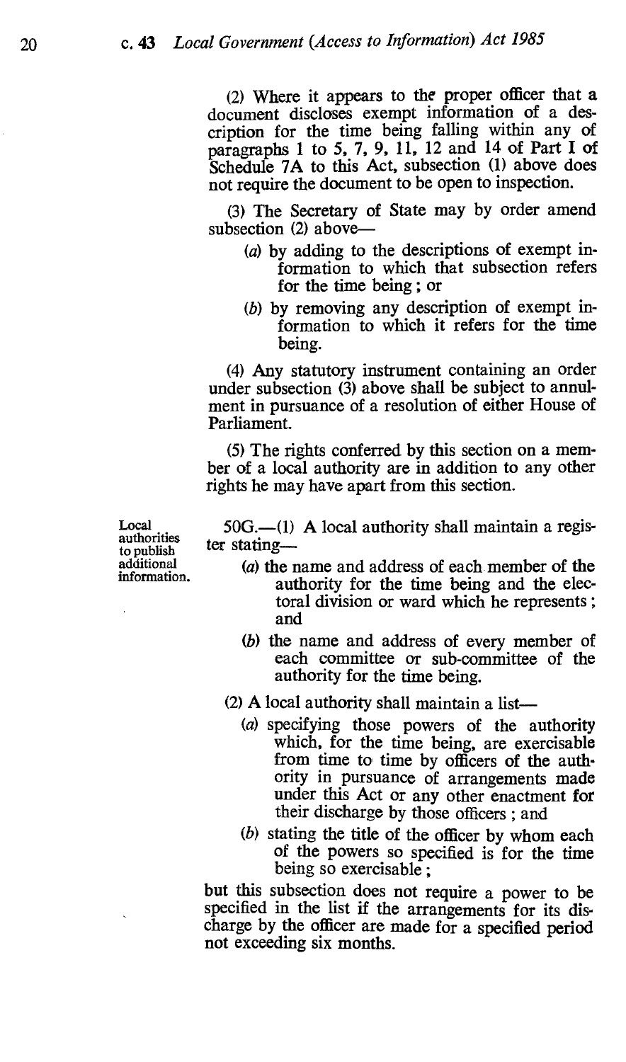(2) Where it appears to the proper officer that a document discloses exempt information of a description for the time being falling within any of paragraphs 1 to 5, 7, 9, 11, 12 and 14 of Part I of Schedule 7A to this Act, subsection (1) above does not require the document to be open to inspection.

(3) The Secretary of State may by order amend subsection (2) above—

- (*a*) by adding to the descriptions of exempt information to which that subsection refers for the time being; or
- (*b*) by removing any description of exempt information to which it refers for the time being.

(4) Any statutory instrument containing an order under subsection (3) above shall be subject to annulment in pursuance of a resolution of either House of Parliament.

(5) The rights conferred by this section on a member of a local authority are in addition to any other rights he may have apart from this section.

Local authorities to publish additional information.

50G.—(1) A local authority shall maintain a register stating—

- (*a*) the name and address of each member of the authority for the time being and the electoral division or ward which he represents; and
- (*b*) the name and address of every member of each committee or sub-committee of the authority for the time being.

(2) A local authority shall maintain a list—

- (*a*) specifying those powers of the authority which, for the time being, are exercisable from time to time by officers of the authority in pursuance of arrangements made under this Act or any other enactment for their discharge by those officers; and
- (*b*) stating the title of the officer by whom each of the powers so specified is for the time being so exercisable;

but this subsection does not require a power to be specified in the list if the arrangements for its discharge by the officer are made for a specified period not exceeding six months.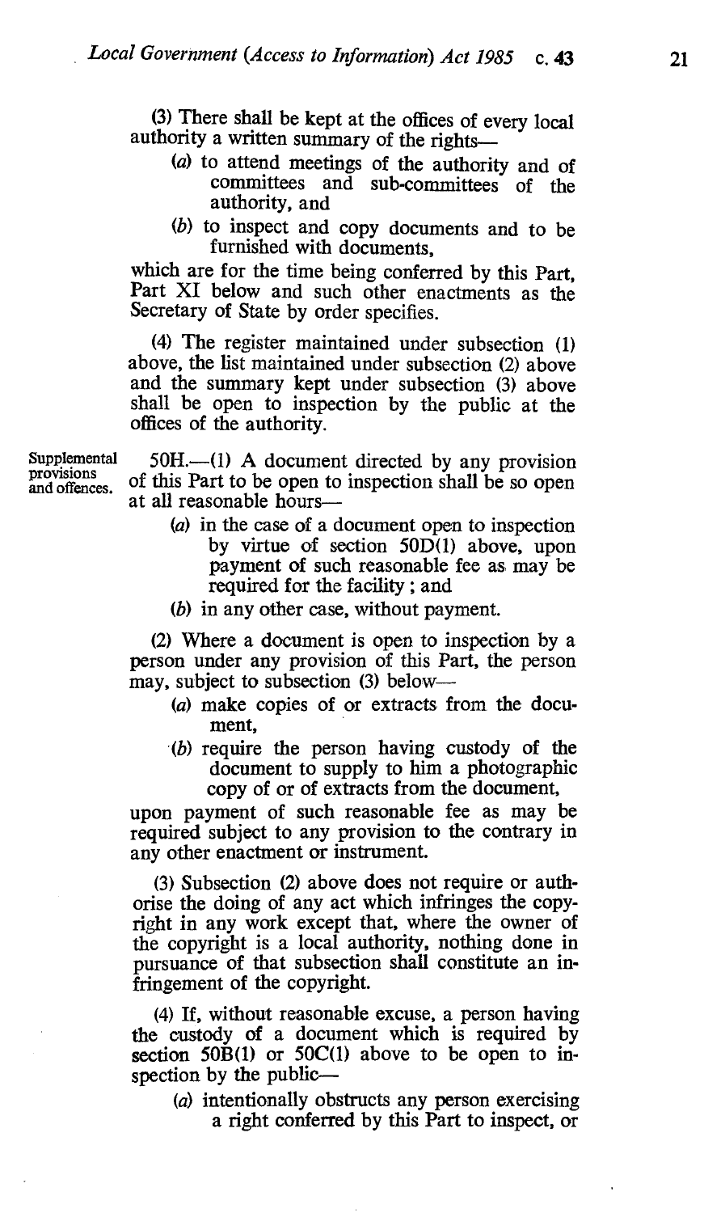(3) There shall be kept at the offices of every local authority a written summary of the rights—

(a) to attend meetings of the authority and of committees and sub-committees of the authority, and

(b) to inspect and copy documents and to be furnished with documents,

which are for the time being conferred by this Part, Part XI below and such other enactments as the Secretary of State by order specifies.

(4) The register maintained under subsection (1) above, the list maintained under subsection (2) above and the summary kept under subsection (3) above shall be open to inspection by the public at the offices of the authority.

Supplemental provisions and offences.

50H.—(1) A document directed by any provision of this Part to be open to inspection shall be so open at all reasonable hours—

(a) in the case of a document open to inspection by virtue of section 50D(1) above, upon payment of such reasonable fee as may be required for the facility; and

(b) in any other case, without payment.

(2) Where a document is open to inspection by a person under any provision of this Part, the person may, subject to subsection (3) below—

(a) make copies of or extracts from the document,

(b) require the person having custody of the document to supply to him a photographic copy of or of extracts from the document,

upon payment of such reasonable fee as may be required subject to any provision to the contrary in any other enactment or instrument.

(3) Subsection (2) above does not require or authorise the doing of any act which infringes the copyright in any work except that, where the owner of the copyright is a local authority, nothing done in pursuance of that subsection shall constitute an infringement of the copyright.

(4) If, without reasonable excuse, a person having the custody of a document which is required by section 50B(1) or 50C(1) above to be open to inspection by the public—

(a) intentionally obstructs any person exercising a right conferred by this Part to inspect, or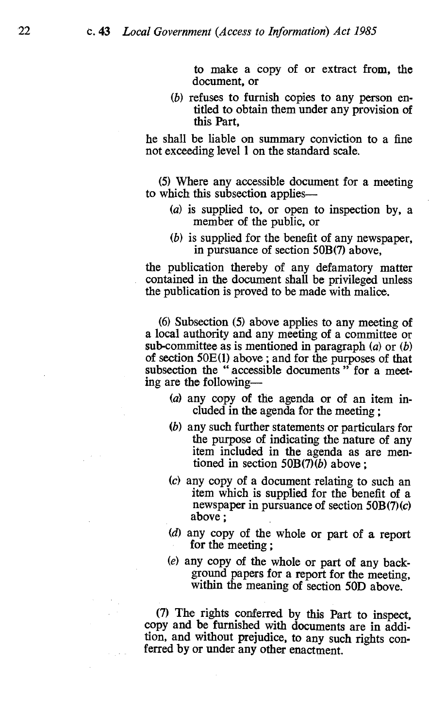to make a copy of or extract from, the document, or

(*b*) refuses to furnish copies to any person entitled to obtain them under any provision of this Part,

he shall be liable on summary conviction to a fine not exceeding level 1 on the standard scale.

(5) Where any accessible document for a meeting to which this subsection applies—

(*a*) is supplied to, or open to inspection by, a member of the public, or

(*b*) is supplied for the benefit of any newspaper, in pursuance of section 50B(7) above,

the publication thereby of any defamatory matter contained in the document shall be privileged unless the publication is proved to be made with malice.

(6) Subsection (5) above applies to any meeting of a local authority and any meeting of a committee or sub-committee as is mentioned in paragraph (*a*) or (*b*) of section 50E(1) above; and for the purposes of that subsection the "accessible documents" for a meeting are the following—

(*a*) any copy of the agenda or of an item included in the agenda for the meeting;

(*b*) any such further statements or particulars for the purpose of indicating the nature of any item included in the agenda as are mentioned in section 50B(7)(*b*) above;

(*c*) any copy of a document relating to such an item which is supplied for the benefit of a newspaper in pursuance of section 50B(7)(*c*) above;

(*d*) any copy of the whole or part of a report for the meeting;

(*e*) any copy of the whole or part of any background papers for a report for the meeting, within the meaning of section 50D above.

(7) The rights conferred by this Part to inspect, copy and be furnished with documents are in addition, and without prejudice, to any such rights conferred by or under any other enactment.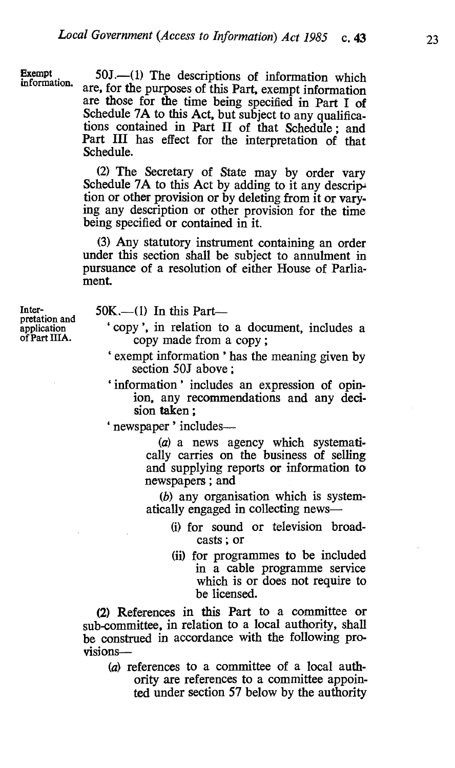**Exempt information.**

50J.—(1) The descriptions of information which are, for the purposes of this Part, exempt information are those for the time being specified in Part I of Schedule 7A to this Act, but subject to any qualifications contained in Part II of that Schedule; and Part III has effect for the interpretation of that Schedule.

(2) The Secretary of State may by order vary Schedule 7A to this Act by adding to it any description or other provision or by deleting from it or varying any description or other provision for the time being specified or contained in it.

(3) Any statutory instrument containing an order under this section shall be subject to annulment in pursuance of a resolution of either House of Parliament.

**Interpretation and application of Part IIIA.**

50K.—(1) In this Part—

'copy', in relation to a document, includes a copy made from a copy;

'exempt information' has the meaning given by section 50J above;

'information' includes an expression of opinion, any recommendations and any decision taken;

'newspaper' includes—

(*a*) a news agency which systematically carries on the business of selling and supplying reports or information to newspapers; and

(*b*) any organisation which is systematically engaged in collecting news—

(i) for sound or television broadcasts; or

(ii) for programmes to be included in a cable programme service which is or does not require to be licensed.

(2) References in this Part to a committee or sub-committee, in relation to a local authority, shall be construed in accordance with the following provisions—

(*a*) references to a committee of a local authority are references to a committee appointed under section 57 below by the authority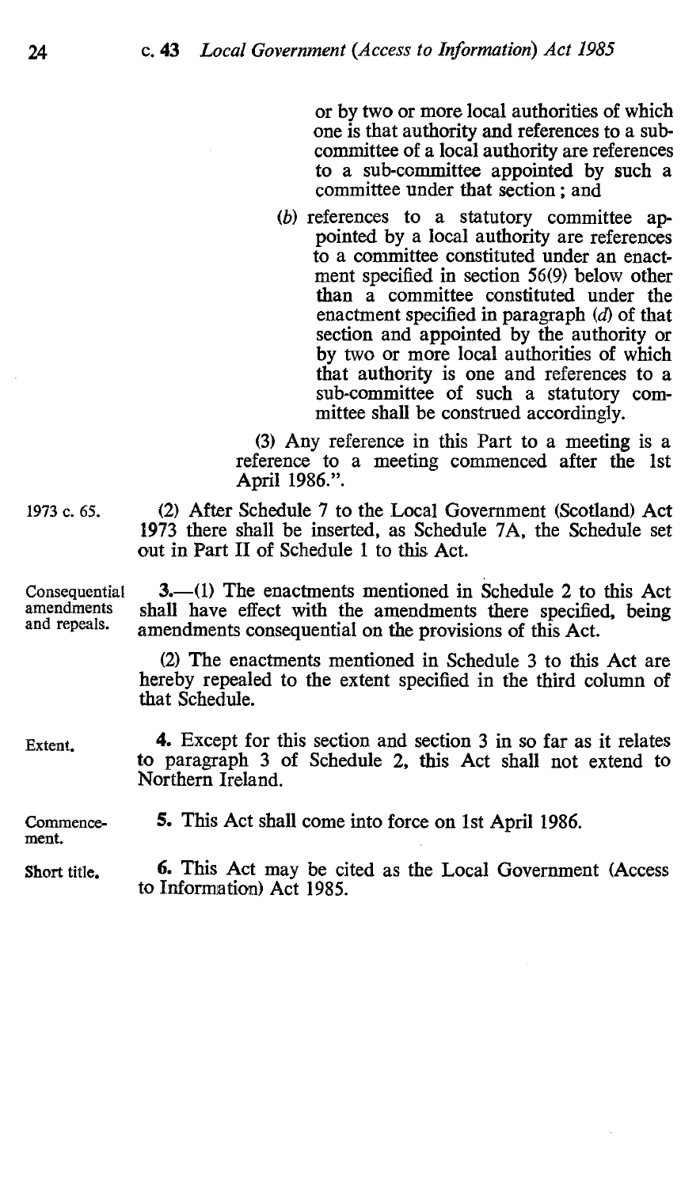or by two or more local authorities of which one is that authority and references to a sub-committee of a local authority are references to a sub-committee appointed by such a committee under that section; and

(b) references to a statutory committee appointed by a local authority are references to a committee constituted under an enactment specified in section 56(9) below other than a committee constituted under the enactment specified in paragraph (d) of that section and appointed by the authority or by two or more local authorities of which that authority is one and references to a sub-committee of such a statutory committee shall be construed accordingly.

(3) Any reference in this Part to a meeting is a reference to a meeting commenced after the 1st April 1986.".

1973 c. 65.

(2) After Schedule 7 to the Local Government (Scotland) Act 1973 there shall be inserted, as Schedule 7A, the Schedule set out in Part II of Schedule 1 to this Act.

Consequential amendments and repeals.

**3.**—(1) The enactments mentioned in Schedule 2 to this Act shall have effect with the amendments there specified, being amendments consequential on the provisions of this Act.

(2) The enactments mentioned in Schedule 3 to this Act are hereby repealed to the extent specified in the third column of that Schedule.

Extent.

**4.** Except for this section and section 3 in so far as it relates to paragraph 3 of Schedule 2, this Act shall not extend to Northern Ireland.

Commencement.

**5.** This Act shall come into force on 1st April 1986.

Short title.

**6.** This Act may be cited as the Local Government (Access to Information) Act 1985.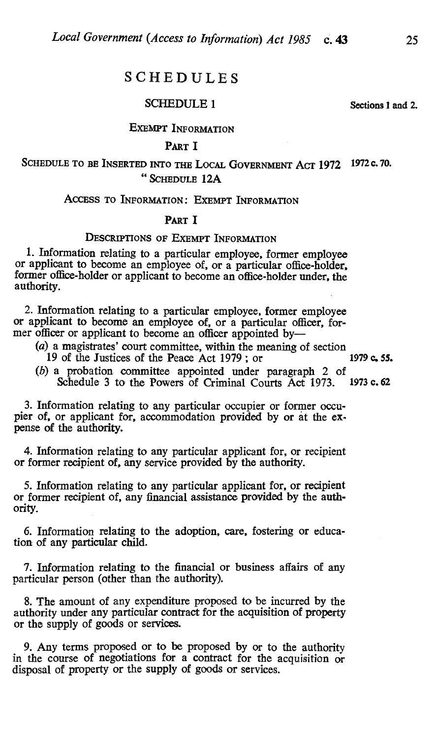# SCHEDULES

## SCHEDULE 1

Sections 1 and 2.

### Exempt Information

#### Part I

Schedule to be Inserted into the Local Government Act 1972 1972 c. 70.

" Schedule 12A

### Access to Information: Exempt Information

#### Part I

#### Descriptions of Exempt Information

1. Information relating to a particular employee, former employee or applicant to become an employee of, or a particular office-holder, former office-holder or applicant to become an office-holder under, the authority.

2. Information relating to a particular employee, former employee or applicant to become an employee of, or a particular officer, former officer or applicant to become an officer appointed by—
   - (*a*) a magistrates' court committee, within the meaning of section 19 of the Justices of the Peace Act 1979 ; or 1979 c. 55.
   - (*b*) a probation committee appointed under paragraph 2 of Schedule 3 to the Powers of Criminal Courts Act 1973. 1973 c. 62

3. Information relating to any particular occupier or former occupier of, or applicant for, accommodation provided by or at the expense of the authority.

4. Information relating to any particular applicant for, or recipient or former recipient of, any service provided by the authority.

5. Information relating to any particular applicant for, or recipient or former recipient of, any financial assistance provided by the authority.

6. Information relating to the adoption, care, fostering or education of any particular child.

7. Information relating to the financial or business affairs of any particular person (other than the authority).

8. The amount of any expenditure proposed to be incurred by the authority under any particular contract for the acquisition of property or the supply of goods or services.

9. Any terms proposed or to be proposed by or to the authority in the course of negotiations for a contract for the acquisition or disposal of property or the supply of goods or services.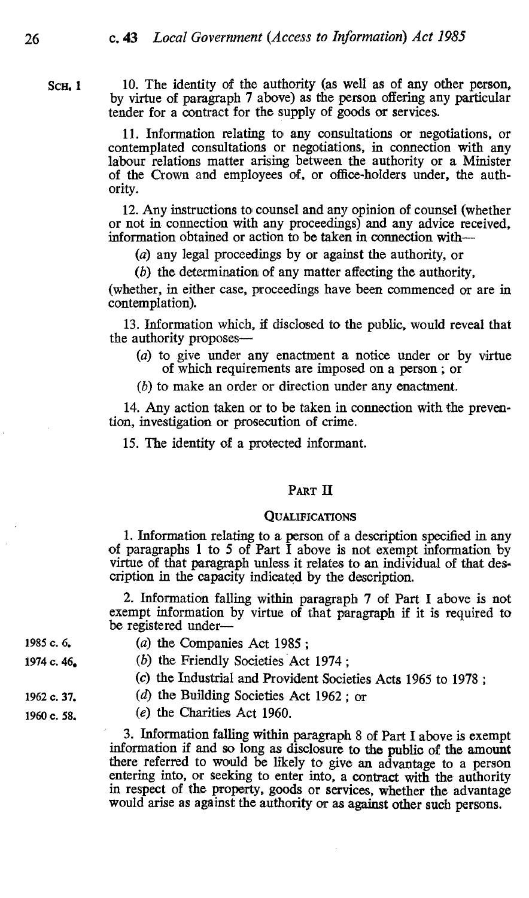10. The identity of the authority (as well as of any other person, by virtue of paragraph 7 above) as the person offering any particular tender for a contract for the supply of goods or services.

11. Information relating to any consultations or negotiations, or contemplated consultations or negotiations, in connection with any labour relations matter arising between the authority or a Minister of the Crown and employees of, or office-holders under, the authority.

12. Any instructions to counsel and any opinion of counsel (whether or not in connection with any proceedings) and any advice received, information obtained or action to be taken in connection with—

(*a*) any legal proceedings by or against the authority, or

(*b*) the determination of any matter affecting the authority,

(whether, in either case, proceedings have been commenced or are in contemplation).

13. Information which, if disclosed to the public, would reveal that the authority proposes—

(*a*) to give under any enactment a notice under or by virtue of which requirements are imposed on a person; or

(*b*) to make an order or direction under any enactment.

14. Any action taken or to be taken in connection with the prevention, investigation or prosecution of crime.

15. The identity of a protected informant.

## PART II

### QUALIFICATIONS

1. Information relating to a person of a description specified in any of paragraphs 1 to 5 of Part I above is not exempt information by virtue of that paragraph unless it relates to an individual of that description in the capacity indicated by the description.

2. Information falling within paragraph 7 of Part I above is not exempt information by virtue of that paragraph if it is required to be registered under—

1985 c. 6. (*a*) the Companies Act 1985;

1974 c. 46. (*b*) the Friendly Societies Act 1974;

(*c*) the Industrial and Provident Societies Acts 1965 to 1978;

1962 c. 37. (*d*) the Building Societies Act 1962; or

1960 c. 58. (*e*) the Charities Act 1960.

3. Information falling within paragraph 8 of Part I above is exempt information if and so long as disclosure to the public of the amount there referred to would be likely to give an advantage to a person entering into, or seeking to enter into, a contract with the authority in respect of the property, goods or services, whether the advantage would arise as against the authority or as against other such persons.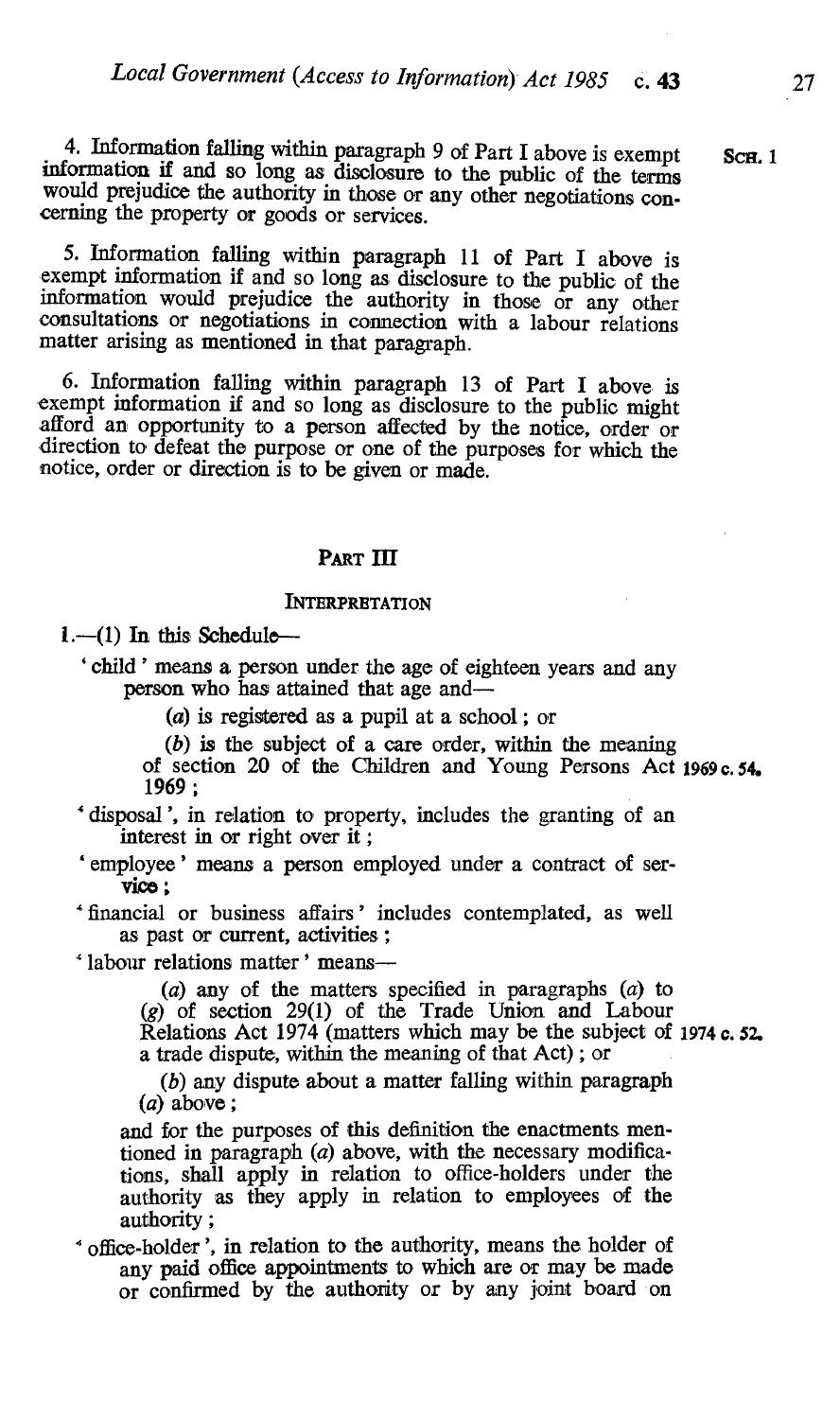4. Information falling within paragraph 9 of Part I above is exempt information if and so long as disclosure to the public of the terms would prejudice the authority in those or any other negotiations concerning the property or goods or services.

5. Information falling within paragraph 11 of Part I above is exempt information if and so long as disclosure to the public of the information would prejudice the authority in those or any other consultations or negotiations in connection with a labour relations matter arising as mentioned in that paragraph.

6. Information falling within paragraph 13 of Part I above is exempt information if and so long as disclosure to the public might afford an opportunity to a person affected by the notice, order or direction to defeat the purpose or one of the purposes for which the notice, order or direction is to be given or made.

## PART III

### INTERPRETATION

1.—(1) In this Schedule—

'child' means a person under the age of eighteen years and any person who has attained that age and—

(*a*) is registered as a pupil at a school; or

(*b*) is the subject of a care order, within the meaning of section 20 of the Children and Young Persons Act 1969; 1969 c. 54.

'disposal', in relation to property, includes the granting of an interest in or right over it;

'employee' means a person employed under a contract of service;

'financial or business affairs' includes contemplated, as well as past or current, activities;

'labour relations matter' means—

(*a*) any of the matters specified in paragraphs (*a*) to (*g*) of section 29(1) of the Trade Union and Labour Relations Act 1974 (matters which may be the subject of a trade dispute, within the meaning of that Act); or 1974 c. 52.

(*b*) any dispute about a matter falling within paragraph (*a*) above;

and for the purposes of this definition the enactments mentioned in paragraph (*a*) above, with the necessary modifications, shall apply in relation to office-holders under the authority as they apply in relation to employees of the authority;

'office-holder', in relation to the authority, means the holder of any paid office appointments to which are or may be made or confirmed by the authority or by any joint board on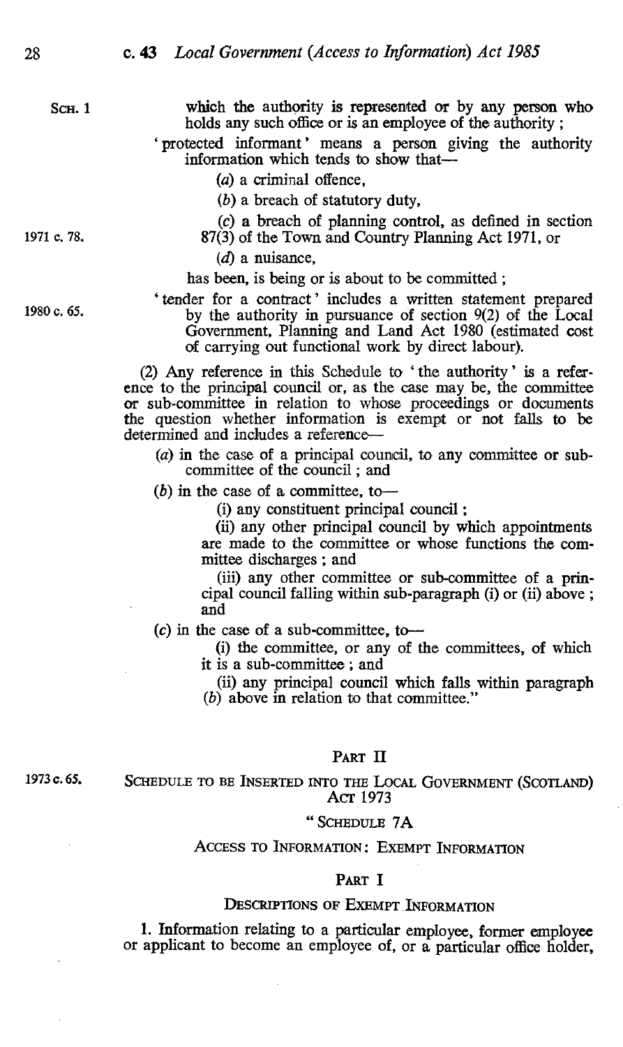which the authority is represented or by any person who holds any such office or is an employee of the authority ;

'protected informant' means a person giving the authority information which tends to show that—

(a) a criminal offence,

(b) a breach of statutory duty,

(c) a breach of planning control, as defined in section 87(3) of the Town and Country Planning Act 1971, or

(d) a nuisance,

has been, is being or is about to be committed ;

'tender for a contract' includes a written statement prepared by the authority in pursuance of section 9(2) of the Local Government, Planning and Land Act 1980 (estimated cost of carrying out functional work by direct labour).

(2) Any reference in this Schedule to 'the authority' is a reference to the principal council or, as the case may be, the committee or sub-committee in relation to whose proceedings or documents the question whether information is exempt or not falls to be determined and includes a reference—

(a) in the case of a principal council, to any committee or sub-committee of the council ; and

(b) in the case of a committee, to—

(i) any constituent principal council ;

(ii) any other principal council by which appointments are made to the committee or whose functions the committee discharges ; and

(iii) any other committee or sub-committee of a principal council falling within sub-paragraph (i) or (ii) above ; and

(c) in the case of a sub-committee, to—

(i) the committee, or any of the committees, of which it is a sub-committee ; and

(ii) any principal council which falls within paragraph (b) above in relation to that committee."

## PART II

### SCHEDULE TO BE INSERTED INTO THE LOCAL GOVERNMENT (SCOTLAND) ACT 1973

### " SCHEDULE 7A

### ACCESS TO INFORMATION: EXEMPT INFORMATION

### PART I

### DESCRIPTIONS OF EXEMPT INFORMATION

1. Information relating to a particular employee, former employee or applicant to become an employee of, or a particular office holder,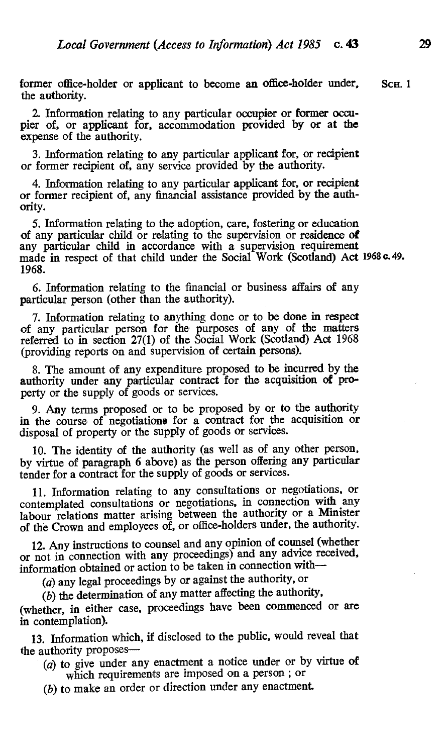former office-holder or applicant to become an office-holder under, the authority.

2. Information relating to any particular occupier or former occupier of, or applicant for, accommodation provided by or at the expense of the authority.

3. Information relating to any particular applicant for, or recipient or former recipient of, any service provided by the authority.

4. Information relating to any particular applicant for, or recipient or former recipient of, any financial assistance provided by the authority.

5. Information relating to the adoption, care, fostering or education of any particular child or relating to the supervision or residence of any particular child in accordance with a supervision requirement made in respect of that child under the Social Work (Scotland) Act 1968.

6. Information relating to the financial or business affairs of any particular person (other than the authority).

7. Information relating to anything done or to be done in respect of any particular person for the purposes of any of the matters referred to in section 27(1) of the Social Work (Scotland) Act 1968 (providing reports on and supervision of certain persons).

8. The amount of any expenditure proposed to be incurred by the authority under any particular contract for the acquisition of property or the supply of goods or services.

9. Any terms proposed or to be proposed by or to the authority in the course of negotiations for a contract for the acquisition or disposal of property or the supply of goods or services.

10. The identity of the authority (as well as of any other person, by virtue of paragraph 6 above) as the person offering any particular tender for a contract for the supply of goods or services.

11. Information relating to any consultations or negotiations, or contemplated consultations or negotiations, in connection with any labour relations matter arising between the authority or a Minister of the Crown and employees of, or office-holders under, the authority.

12. Any instructions to counsel and any opinion of counsel (whether or not in connection with any proceedings) and any advice received, information obtained or action to be taken in connection with—

(a) any legal proceedings by or against the authority, or

(b) the determination of any matter affecting the authority,

(whether, in either case, proceedings have been commenced or are in contemplation).

13. Information which, if disclosed to the public, would reveal that the authority proposes—

(a) to give under any enactment a notice under or by virtue of which requirements are imposed on a person ; or

(b) to make an order or direction under any enactment.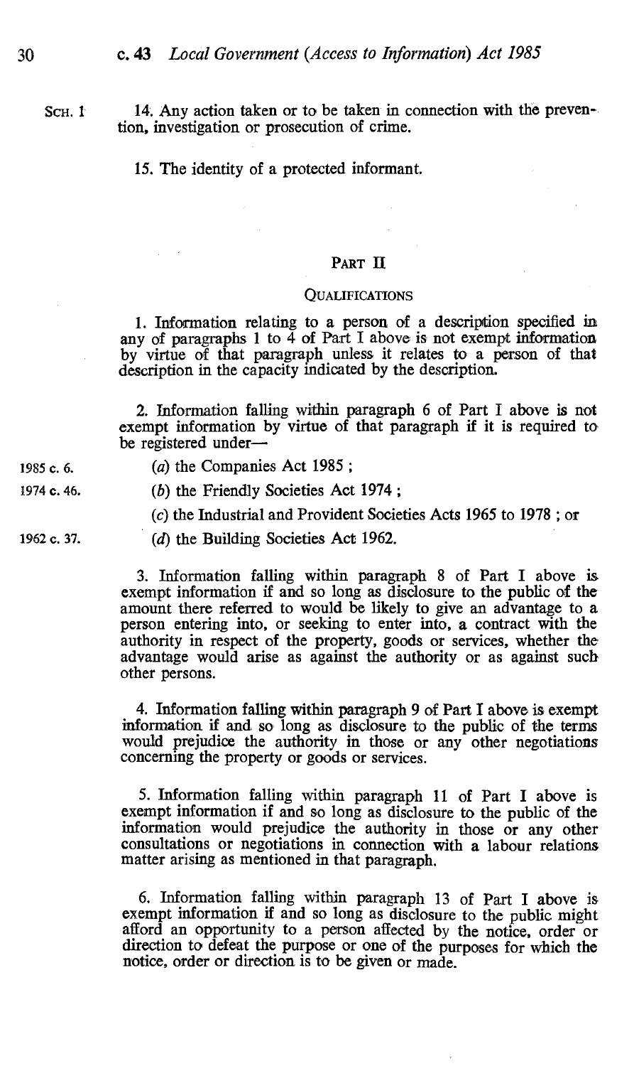SCH. 1

14. Any action taken or to be taken in connection with the prevention, investigation or prosecution of crime.

15. The identity of a protected informant.

## PART II

### QUALIFICATIONS

1. Information relating to a person of a description specified in any of paragraphs 1 to 4 of Part I above is not exempt information by virtue of that paragraph unless it relates to a person of that description in the capacity indicated by the description.

2. Information falling within paragraph 6 of Part I above is not exempt information by virtue of that paragraph if it is required to be registered under—

1985 c. 6. (*a*) the Companies Act 1985 ;

1974 c. 46. (*b*) the Friendly Societies Act 1974 ;

(*c*) the Industrial and Provident Societies Acts 1965 to 1978 ; or

1962 c. 37. (*d*) the Building Societies Act 1962.

3. Information falling within paragraph 8 of Part I above is exempt information if and so long as disclosure to the public of the amount there referred to would be likely to give an advantage to a person entering into, or seeking to enter into, a contract with the authority in respect of the property, goods or services, whether the advantage would arise as against the authority or as against such other persons.

4. Information falling within paragraph 9 of Part I above is exempt information if and so long as disclosure to the public of the terms would prejudice the authority in those or any other negotiations concerning the property or goods or services.

5. Information falling within paragraph 11 of Part I above is exempt information if and so long as disclosure to the public of the information would prejudice the authority in those or any other consultations or negotiations in connection with a labour relations matter arising as mentioned in that paragraph.

6. Information falling within paragraph 13 of Part I above is exempt information if and so long as disclosure to the public might afford an opportunity to a person affected by the notice, order or direction to defeat the purpose or one of the purposes for which the notice, order or direction is to be given or made.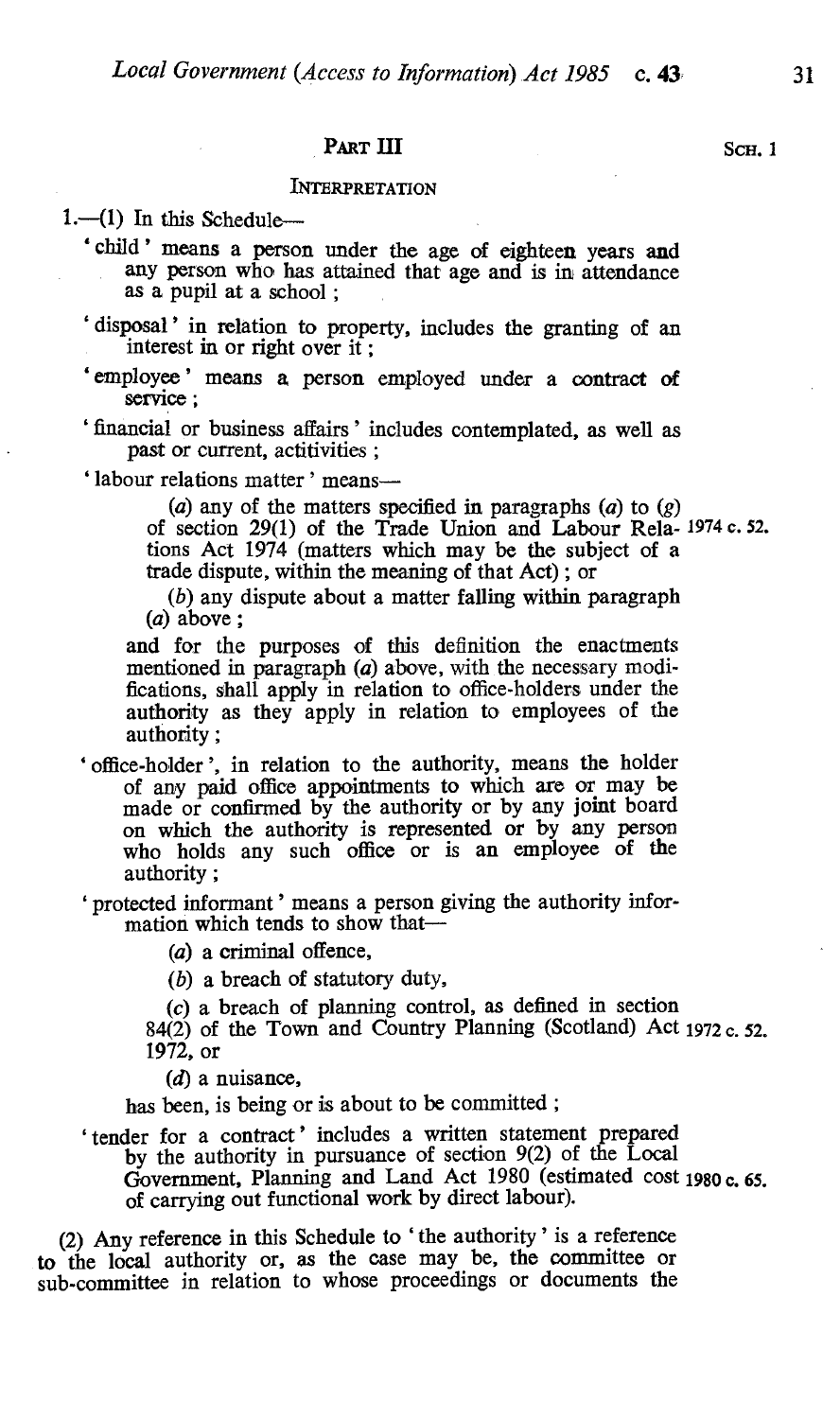## PART III

SCH. 1

### INTERPRETATION

1.—(1) In this Schedule—

'child' means a person under the age of eighteen years and any person who has attained that age and is in attendance as a pupil at a school;

'disposal' in relation to property, includes the granting of an interest in or right over it;

'employee' means a person employed under a contract of service;

'financial or business affairs' includes contemplated, as well as past or current, actitivities;

'labour relations matter' means—

(*a*) any of the matters specified in paragraphs (*a*) to (*g*) of section 29(1) of the Trade Union and Labour Relations Act 1974 (matters which may be the subject of a trade dispute, within the meaning of that Act); or

1974 c. 52.

(*b*) any dispute about a matter falling within paragraph (*a*) above;

and for the purposes of this definition the enactments mentioned in paragraph (*a*) above, with the necessary modifications, shall apply in relation to office-holders under the authority as they apply in relation to employees of the authority;

'office-holder', in relation to the authority, means the holder of any paid office appointments to which are or may be made or confirmed by the authority or by any joint board on which the authority is represented or by any person who holds any such office or is an employee of the authority;

'protected informant' means a person giving the authority information which tends to show that—

(*a*) a criminal offence,

(*b*) a breach of statutory duty,

(*c*) a breach of planning control, as defined in section 84(2) of the Town and Country Planning (Scotland) Act 1972, or

1972 c. 52.

(*d*) a nuisance,

has been, is being or is about to be committed;

'tender for a contract' includes a written statement prepared by the authority in pursuance of section 9(2) of the Local Government, Planning and Land Act 1980 (estimated cost of carrying out functional work by direct labour).

1980 c. 65.

(2) Any reference in this Schedule to 'the authority' is a reference to the local authority or, as the case may be, the committee or sub-committee in relation to whose proceedings or documents the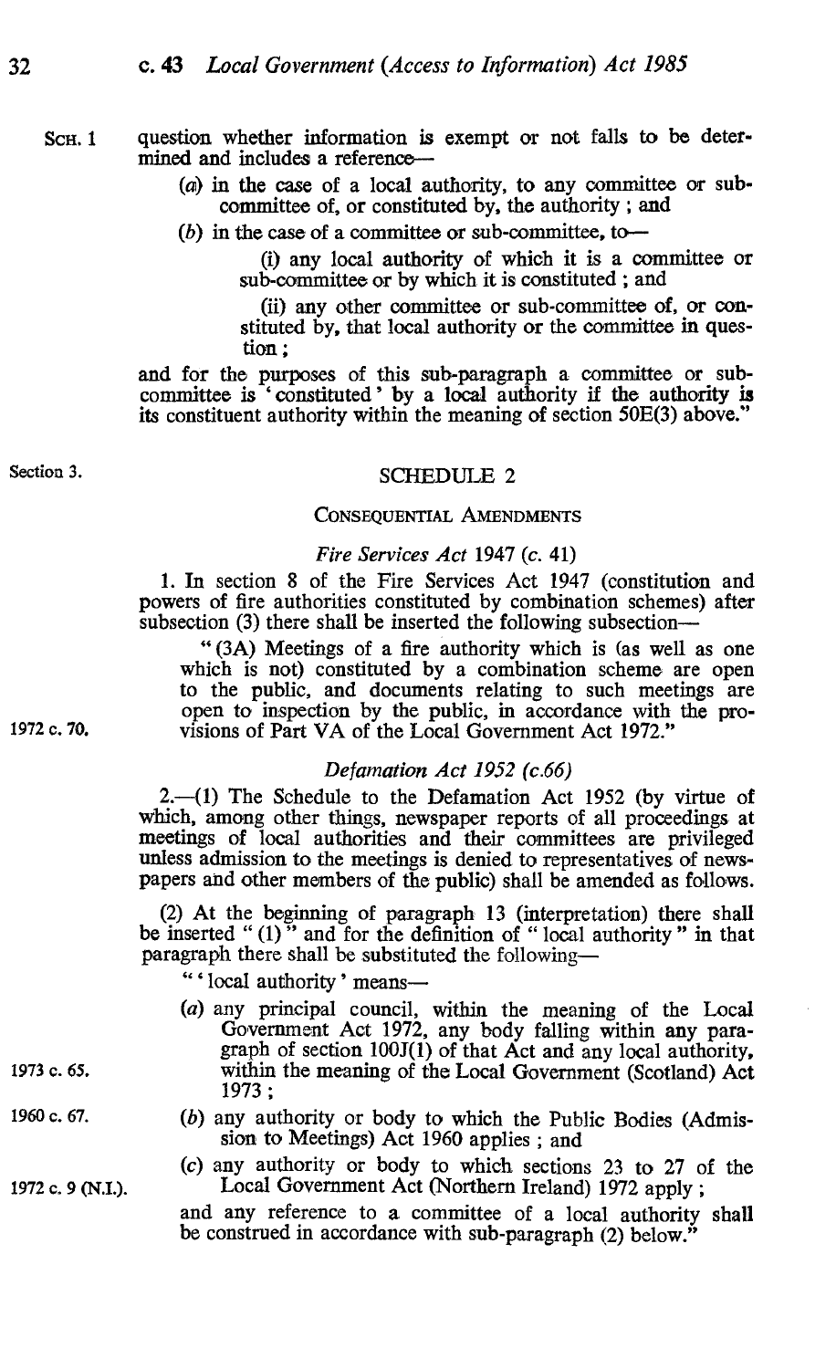SCH. 1

question whether information is exempt or not falls to be determined and includes a reference—

(a) in the case of a local authority, to any committee or sub-committee of, or constituted by, the authority ; and

(b) in the case of a committee or sub-committee, to—

(i) any local authority of which it is a committee or sub-committee or by which it is constituted ; and

(ii) any other committee or sub-committee of, or constituted by, that local authority or the committee in question ;

and for the purposes of this sub-paragraph a committee or sub-committee is ' constituted ' by a local authority if the authority is its constituent authority within the meaning of section 50E(3) above."

Section 3.

## SCHEDULE 2

### CONSEQUENTIAL AMENDMENTS

*Fire Services Act* 1947 (*c.* 41)

1. In section 8 of the Fire Services Act 1947 (constitution and powers of fire authorities constituted by combination schemes) after subsection (3) there shall be inserted the following subsection—

" (3A) Meetings of a fire authority which is (as well as one which is not) constituted by a combination scheme are open to the public, and documents relating to such meetings are open to inspection by the public, in accordance with the provisions of Part VA of the Local Government Act 1972."

1972 c. 70.

*Defamation Act 1952 (c.66)*

2.—(1) The Schedule to the Defamation Act 1952 (by virtue of which, among other things, newspaper reports of all proceedings at meetings of local authorities and their committees are privileged unless admission to the meetings is denied to representatives of newspapers and other members of the public) shall be amended as follows.

(2) At the beginning of paragraph 13 (interpretation) there shall be inserted " (1) " and for the definition of " local authority " in that paragraph there shall be substituted the following—

" ' local authority ' means—

(a) any principal council, within the meaning of the Local Government Act 1972, any body falling within any paragraph of section 100J(1) of that Act and any local authority, within the meaning of the Local Government (Scotland) Act 1973 ;

1973 c. 65.

(b) any authority or body to which the Public Bodies (Admission to Meetings) Act 1960 applies ; and

1960 c. 67.

(c) any authority or body to which sections 23 to 27 of the Local Government Act (Northern Ireland) 1972 apply ;

1972 c. 9 (N.I.).

and any reference to a committee of a local authority shall be construed in accordance with sub-paragraph (2) below."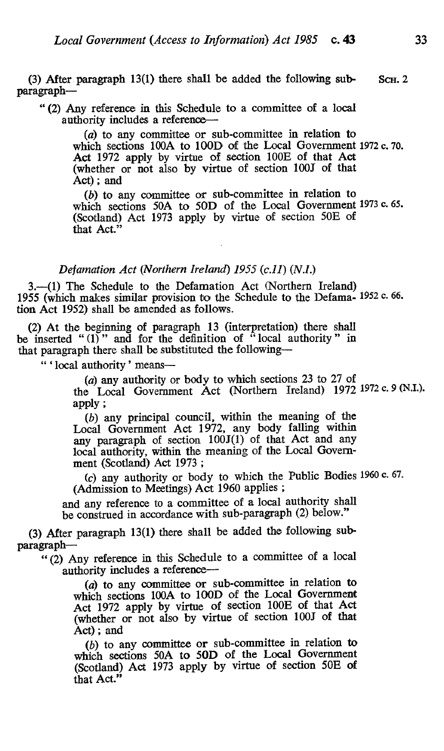(3) After paragraph 13(1) there shall be added the following sub-paragraph— Sch. 2

"(2) Any reference in this Schedule to a committee of a local authority includes a reference—

(*a*) to any committee or sub-committee in relation to which sections 100A to 100D of the Local Government Act 1972 apply by virtue of section 100E of that Act (whether or not also by virtue of section 100J of that Act); and 1972 c. 70.

(*b*) to any committee or sub-committee in relation to which sections 50A to 50D of the Local Government (Scotland) Act 1973 apply by virtue of section 50E of that Act." 1973 c. 65.

*Defamation Act (Northern Ireland) 1955 (c.11) (N.I.)*

3.—(1) The Schedule to the Defamation Act (Northern Ireland) 1955 (which makes similar provision to the Schedule to the Defamation Act 1952) shall be amended as follows. 1952 c. 66.

(2) At the beginning of paragraph 13 (interpretation) there shall be inserted "(1)" and for the definition of "local authority" in that paragraph there shall be substituted the following—

"'local authority' means—

(*a*) any authority or body to which sections 23 to 27 of the Local Government Act (Northern Ireland) 1972 apply; 1972 c. 9 (N.I.).

(*b*) any principal council, within the meaning of the Local Government Act 1972, any body falling within any paragraph of section 100J(1) of that Act and any local authority, within the meaning of the Local Government (Scotland) Act 1973;

(*c*) any authority or body to which the Public Bodies (Admission to Meetings) Act 1960 applies; 1960 c. 67.

and any reference to a committee of a local authority shall be construed in accordance with sub-paragraph (2) below."

(3) After paragraph 13(1) there shall be added the following sub-paragraph—

"(2) Any reference in this Schedule to a committee of a local authority includes a reference—

(*a*) to any committee or sub-committee in relation to which sections 100A to 100D of the Local Government Act 1972 apply by virtue of section 100E of that Act (whether or not also by virtue of section 100J of that Act); and

(*b*) to any committee or sub-committee in relation to which sections 50A to 50D of the Local Government (Scotland) Act 1973 apply by virtue of section 50E of that Act."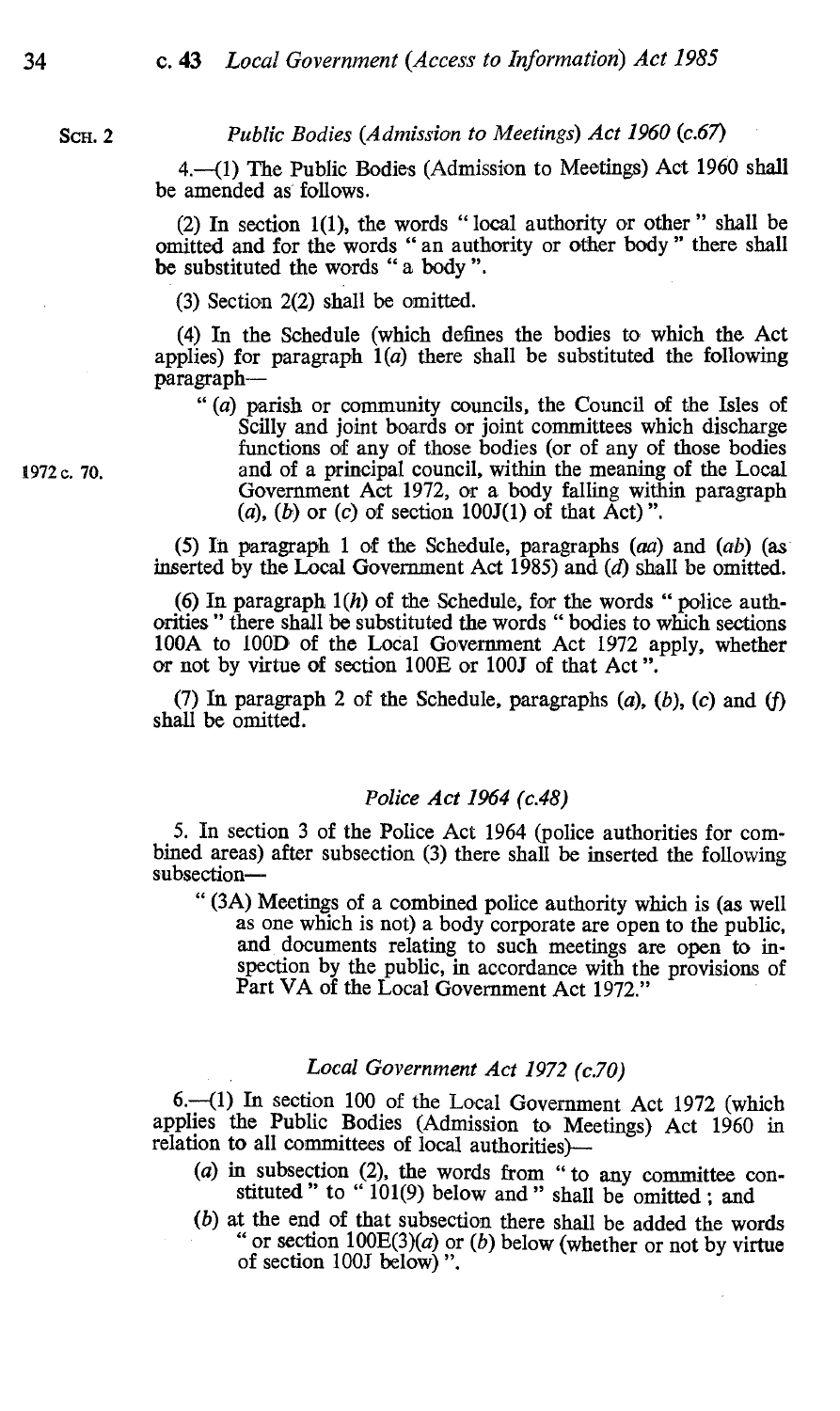SCH. 2

### *Public Bodies (Admission to Meetings) Act 1960 (c.67)*

4.—(1) The Public Bodies (Admission to Meetings) Act 1960 shall be amended as follows.

(2) In section 1(1), the words " local authority or other " shall be omitted and for the words " an authority or other body " there shall be substituted the words " a body ".

(3) Section 2(2) shall be omitted.

(4) In the Schedule (which defines the bodies to which the Act applies) for paragraph 1(*a*) there shall be substituted the following paragraph—

> " (*a*) parish or community councils, the Council of the Isles of Scilly and joint boards or joint committees which discharge functions of any of those bodies (or of any of those bodies and of a principal council, within the meaning of the Local Government Act 1972, or a body falling within paragraph (*a*), (*b*) or (*c*) of section 100J(1) of that Act) ".

1972 c. 70.

(5) In paragraph 1 of the Schedule, paragraphs (*aa*) and (*ab*) (as inserted by the Local Government Act 1985) and (*d*) shall be omitted.

(6) In paragraph 1(*h*) of the Schedule, for the words " police authorities " there shall be substituted the words " bodies to which sections 100A to 100D of the Local Government Act 1972 apply, whether or not by virtue of section 100E or 100J of that Act ".

(7) In paragraph 2 of the Schedule, paragraphs (*a*), (*b*), (*c*) and (*f*) shall be omitted.

### *Police Act 1964 (c.48)*

5. In section 3 of the Police Act 1964 (police authorities for combined areas) after subsection (3) there shall be inserted the following subsection—

> " (3A) Meetings of a combined police authority which is (as well as one which is not) a body corporate are open to the public, and documents relating to such meetings are open to inspection by the public, in accordance with the provisions of Part VA of the Local Government Act 1972."

### *Local Government Act 1972 (c.70)*

6.—(1) In section 100 of the Local Government Act 1972 (which applies the Public Bodies (Admission to Meetings) Act 1960 in relation to all committees of local authorities)—

(*a*) in subsection (2), the words from " to any committee constituted " to " 101(9) below and " shall be omitted ; and

(*b*) at the end of that subsection there shall be added the words " or section 100E(3)(*a*) or (*b*) below (whether or not by virtue of section 100J below) ".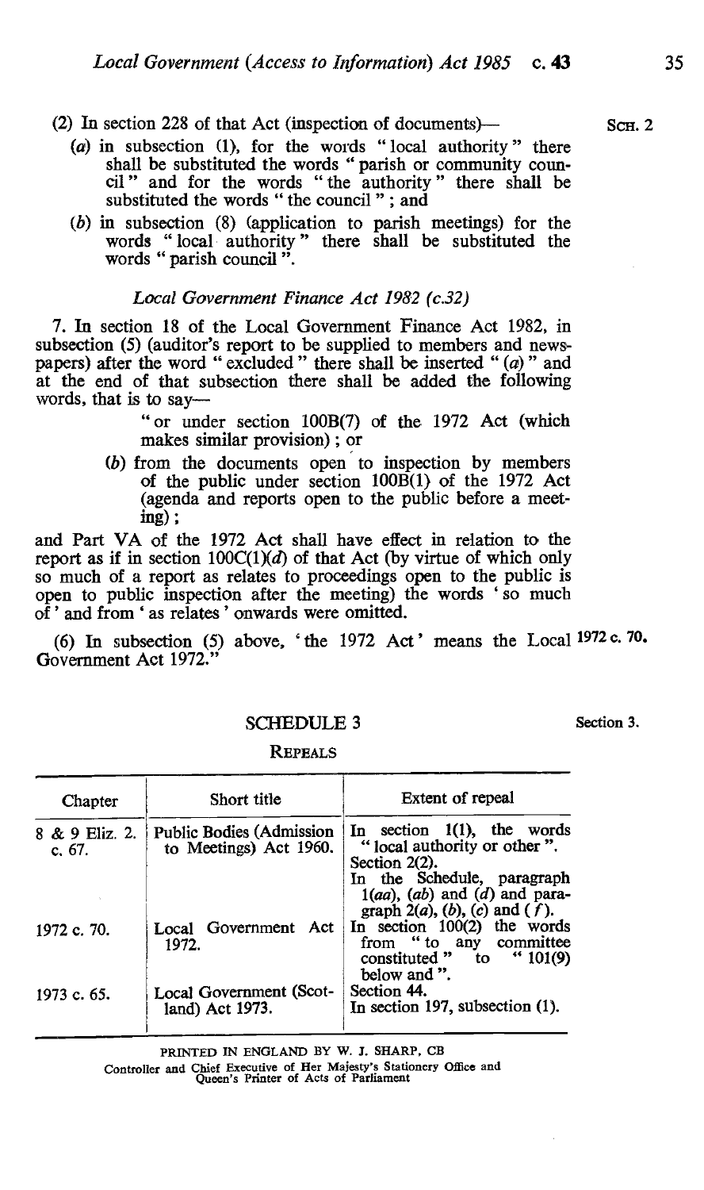(2) In section 228 of that Act (inspection of documents)—

(*a*) in subsection (1), for the words "local authority" there shall be substituted the words "parish or community council" and for the words "the authority" there shall be substituted the words "the council"; and

(*b*) in subsection (8) (application to parish meetings) for the words "local authority" there shall be substituted the words "parish council".

*Local Government Finance Act 1982 (c.32)*

7. In section 18 of the Local Government Finance Act 1982, in subsection (5) (auditor's report to be supplied to members and newspapers) after the word "excluded" there shall be inserted "(*a*)" and at the end of that subsection there shall be added the following words, that is to say—

"or under section 100B(7) of the 1972 Act (which makes similar provision); or

(*b*) from the documents open to inspection by members of the public under section 100B(1) of the 1972 Act (agenda and reports open to the public before a meeting);

and Part VA of the 1972 Act shall have effect in relation to the report as if in section 100C(1)(*d*) of that Act (by virtue of which only so much of a report as relates to proceedings open to the public is open to public inspection after the meeting) the words 'so much of' and from 'as relates' onwards were omitted.

(6) In subsection (5) above, 'the 1972 Act' means the Local Government Act 1972." 1972 c. 70.

## SCHEDULE 3

Section 3.

### REPEALS

| Chapter | Short title | Extent of repeal |
|---|---|---|
| 8 & 9 Eliz. 2. c. 67. | Public Bodies (Admission to Meetings) Act 1960. | In section 1(1), the words "local authority or other". Section 2(2). In the Schedule, paragraph 1(*aa*), (*ab*) and (*d*) and paragraph 2(*a*), (*b*), (*c*) and (*f*). |
| 1972 c. 70. | Local Government Act 1972. | In section 100(2) the words from "to any committee constituted" to "101(9) below and". |
| 1973 c. 65. | Local Government (Scotland) Act 1973. | Section 44. In section 197, subsection (1). |

PRINTED IN ENGLAND BY W. J. SHARP, CB
Controller and Chief Executive of Her Majesty's Stationery Office and Queen's Printer of Acts of Parliament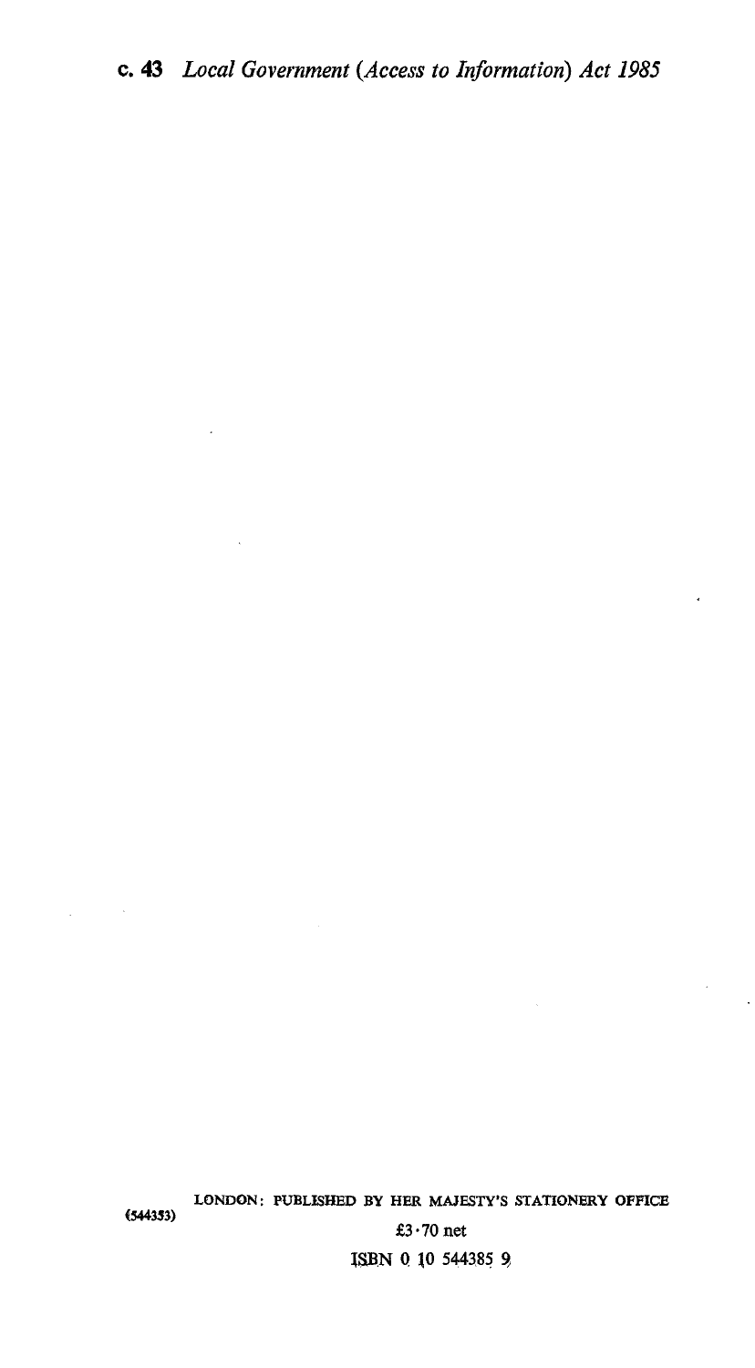**c. 43** *Local Government (Access to Information) Act 1985*

LONDON: PUBLISHED BY HER MAJESTY'S STATIONERY OFFICE

(544353)

£3·70 net

ISBN 0 10 544385 9